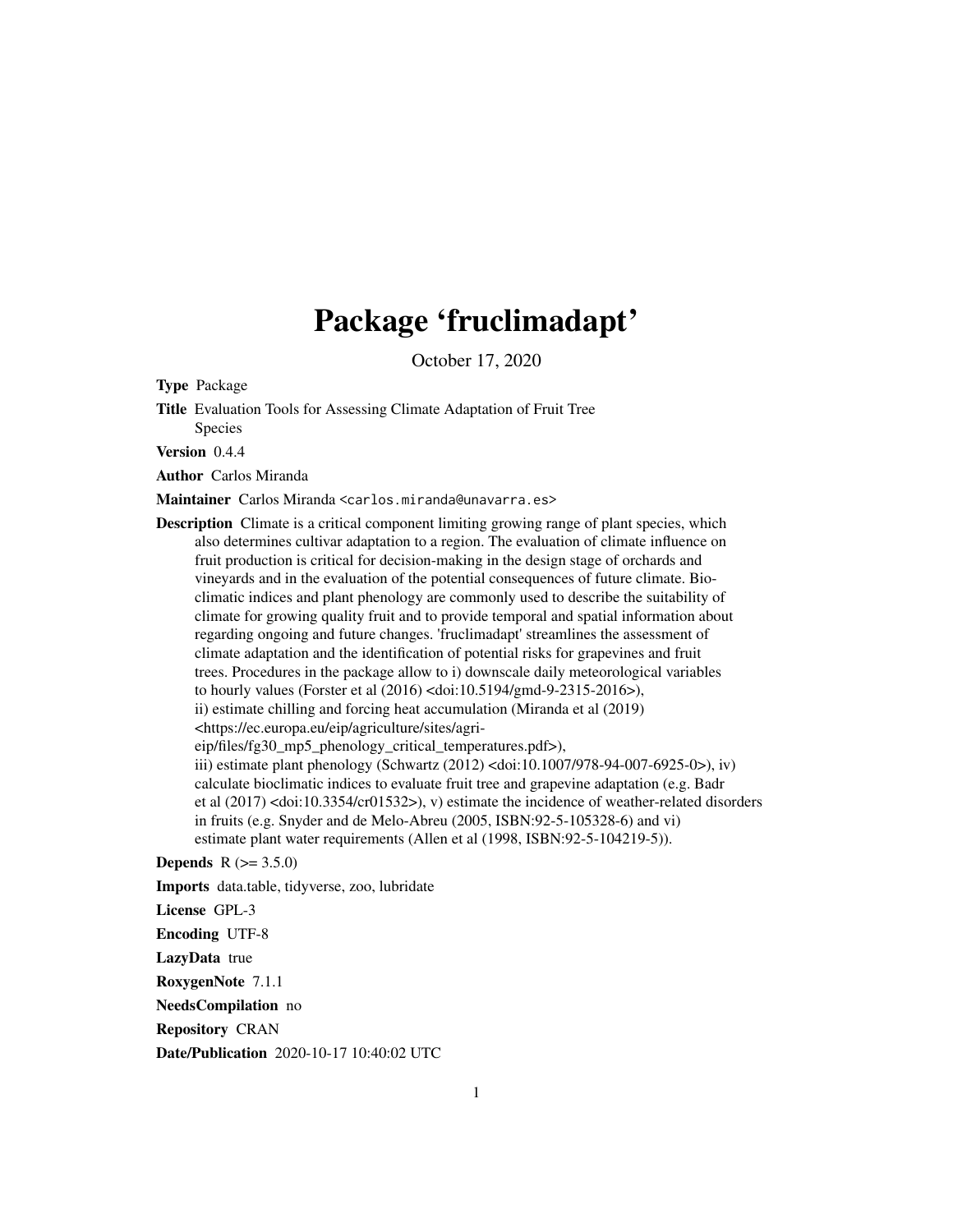# Package 'fruclimadapt'

October 17, 2020

**Type** Package

**Title** Evaluation Tools for Assessing Climate Adaptation of Fruit Tree Species

**Version** 0.4.4

**Author** Carlos Miranda

**Maintainer** Carlos Miranda <carlos.miranda@unavarra.es>

**Description** Climate is a critical component limiting growing range of plant species, which also determines cultivar adaptation to a region. The evaluation of climate influence on fruit production is critical for decision-making in the design stage of orchards and vineyards and in the evaluation of the potential consequences of future climate. Bioclimatic indices and plant phenology are commonly used to describe the suitability of climate for growing quality fruit and to provide temporal and spatial information about regarding ongoing and future changes. 'fruclimadapt' streamlines the assessment of climate adaptation and the identification of potential risks for grapevines and fruit trees. Procedures in the package allow to i) downscale daily meteorological variables to hourly values (Forster et al (2016) <doi:10.5194/gmd-9-2315-2016>), ii) estimate chilling and forcing heat accumulation (Miranda et al (2019) <https://ec.europa.eu/eip/agriculture/sites/agri-eip/files/fg30_mp5_phenology_critical_temperatures.pdf>), iii) estimate plant phenology (Schwartz (2012) <doi:10.1007/978-94-007-6925-0>), iv) calculate bioclimatic indices to evaluate fruit tree and grapevine adaptation (e.g. Badr et al (2017) <doi:10.3354/cr01532>), v) estimate the incidence of weather-related disorders in fruits (e.g. Snyder and de Melo-Abreu (2005, ISBN:92-5-105328-6) and vi) estimate plant water requirements (Allen et al (1998, ISBN:92-5-104219-5)).

**Depends** R (>= 3.5.0)

**Imports** data.table, tidyverse, zoo, lubridate

**License** GPL-3

**Encoding** UTF-8

**LazyData** true

**RoxygenNote** 7.1.1

**NeedsCompilation** no

**Repository** CRAN

**Date/Publication** 2020-10-17 10:40:02 UTC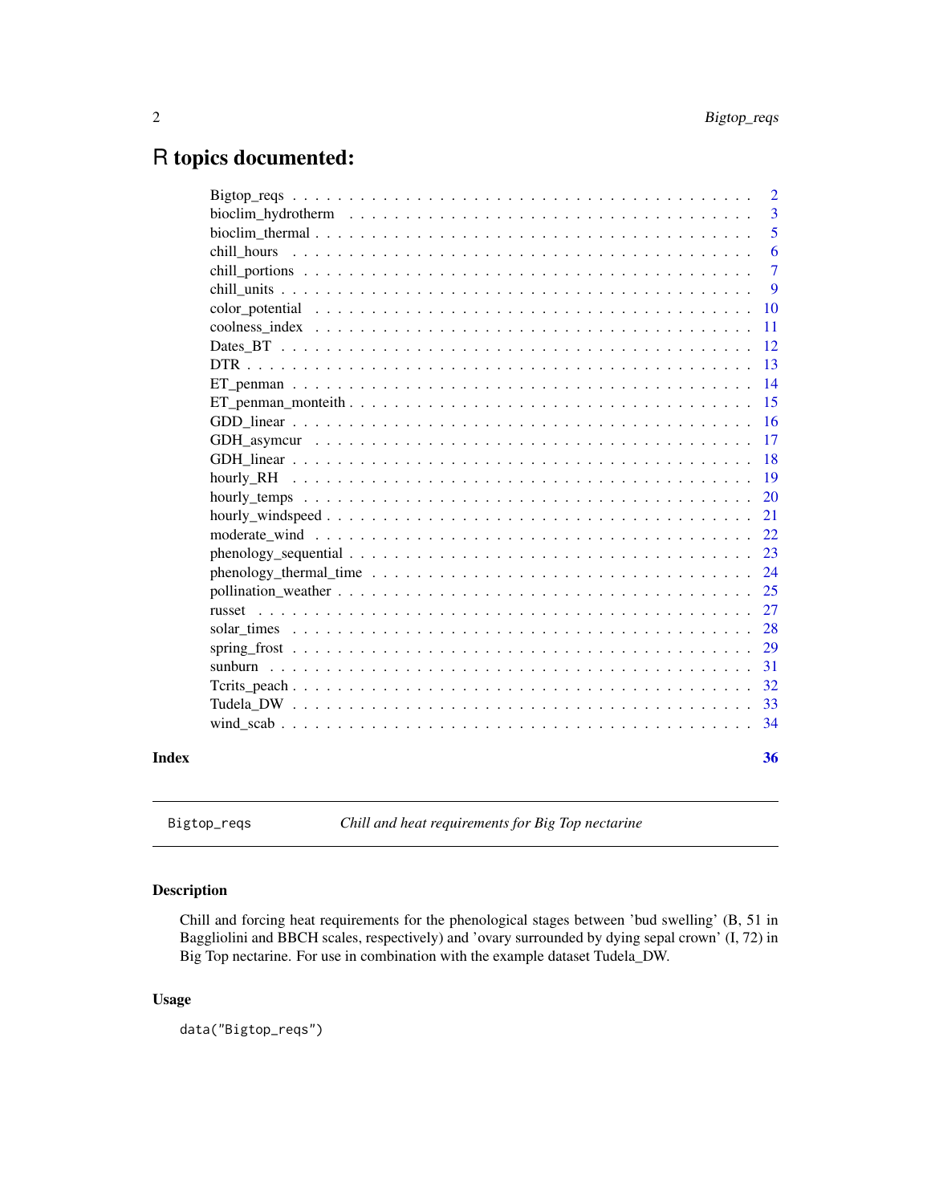# R topics documented:

| | |
|---|---|
| Bigtop_reqs | 2 |
| bioclim_hydrotherm | 3 |
| bioclim_thermal | 5 |
| chill_hours | 6 |
| chill_portions | 7 |
| chill_units | 9 |
| color_potential | 10 |
| coolness_index | 11 |
| Dates_BT | 12 |
| DTR | 13 |
| ET_penman | 14 |
| ET_penman_monteith | 15 |
| GDD_linear | 16 |
| GDH_asymcur | 17 |
| GDH_linear | 18 |
| hourly_RH | 19 |
| hourly_temps | 20 |
| hourly_windspeed | 21 |
| moderate_wind | 22 |
| phenology_sequential | 23 |
| phenology_thermal_time | 24 |
| pollination_weather | 25 |
| russet | 27 |
| solar_times | 28 |
| spring_frost | 29 |
| sunburn | 31 |
| Tcrits_peach | 32 |
| Tudela_DW | 33 |
| wind_scab | 34 |
| **Index** | **36** |

---

Bigtop_reqs — *Chill and heat requirements for Big Top nectarine*

---

## Description

Chill and forcing heat requirements for the phenological stages between 'bud swelling' (B, 51 in Baggliolini and BBCH scales, respectively) and 'ovary surrounded by dying sepal crown' (I, 72) in Big Top nectarine. For use in combination with the example dataset Tudela_DW.

## Usage

```
data("Bigtop_reqs")
```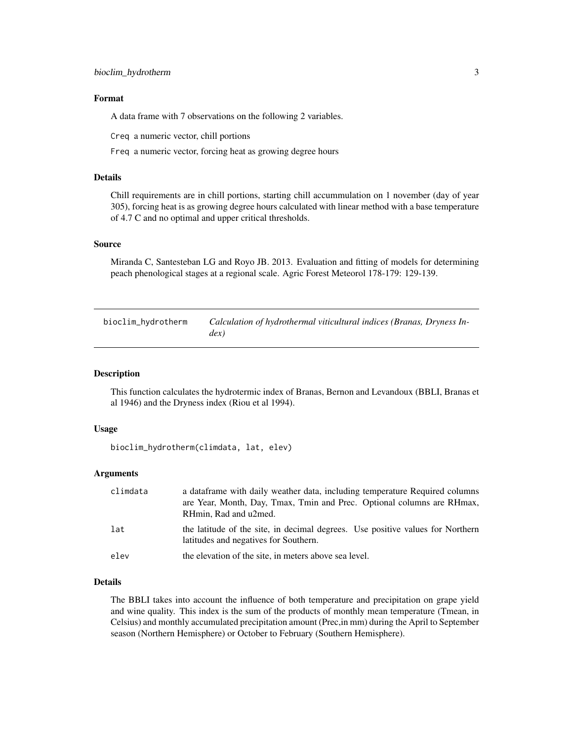### Format

A data frame with 7 observations on the following 2 variables.

`Creq` a numeric vector, chill portions

`Freq` a numeric vector, forcing heat as growing degree hours

### Details

Chill requirements are in chill portions, starting chill accummulation on 1 november (day of year 305), forcing heat is as growing degree hours calculated with linear method with a base temperature of 4.7 C and no optimal and upper critical thresholds.

### Source

Miranda C, Santesteban LG and Royo JB. 2013. Evaluation and fitting of models for determining peach phenological stages at a regional scale. Agric Forest Meteorol 178-179: 129-139.

---

## bioclim_hydrotherm — *Calculation of hydrothermal viticultural indices (Branas, Dryness Index)*

### Description

This function calculates the hydrotermic index of Branas, Bernon and Levandoux (BBLI, Branas et al 1946) and the Dryness index (Riou et al 1994).

### Usage

```
bioclim_hydrotherm(climdata, lat, elev)
```

### Arguments

| | |
|---|---|
| climdata | a dataframe with daily weather data, including temperature Required columns are Year, Month, Day, Tmax, Tmin and Prec. Optional columns are RHmax, RHmin, Rad and u2med. |
| lat | the latitude of the site, in decimal degrees. Use positive values for Northern latitudes and negatives for Southern. |
| elev | the elevation of the site, in meters above sea level. |

### Details

The BBLI takes into account the influence of both temperature and precipitation on grape yield and wine quality. This index is the sum of the products of monthly mean temperature (Tmean, in Celsius) and monthly accumulated precipitation amount (Prec,in mm) during the April to September season (Northern Hemisphere) or October to February (Southern Hemisphere).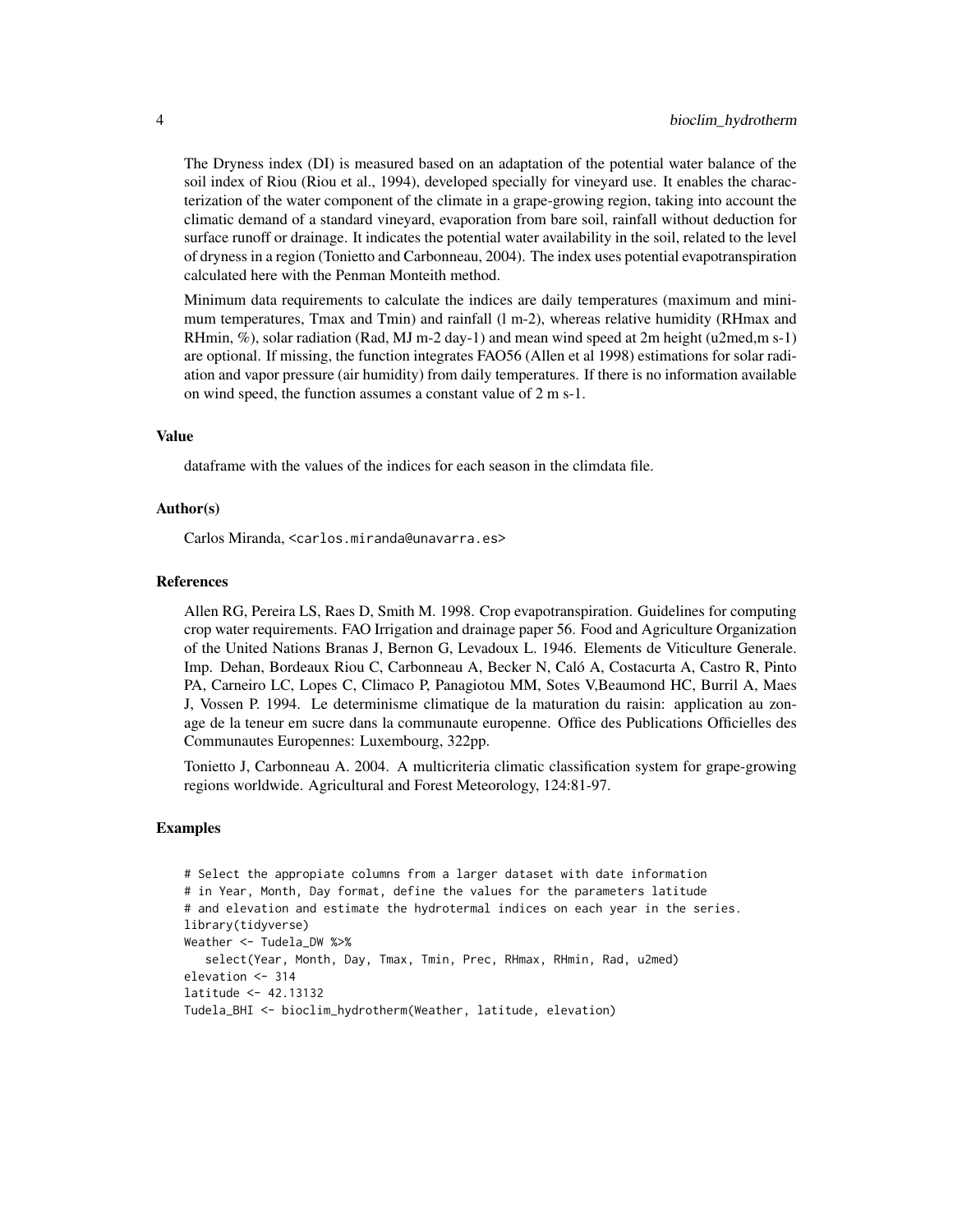The Dryness index (DI) is measured based on an adaptation of the potential water balance of the soil index of Riou (Riou et al., 1994), developed specially for vineyard use. It enables the characterization of the water component of the climate in a grape-growing region, taking into account the climatic demand of a standard vineyard, evaporation from bare soil, rainfall without deduction for surface runoff or drainage. It indicates the potential water availability in the soil, related to the level of dryness in a region (Tonietto and Carbonneau, 2004). The index uses potential evapotranspiration calculated here with the Penman Monteith method.

Minimum data requirements to calculate the indices are daily temperatures (maximum and minimum temperatures, Tmax and Tmin) and rainfall (l m-2), whereas relative humidity (RHmax and RHmin, %), solar radiation (Rad, MJ m-2 day-1) and mean wind speed at 2m height (u2med,m s-1) are optional. If missing, the function integrates FAO56 (Allen et al 1998) estimations for solar radiation and vapor pressure (air humidity) from daily temperatures. If there is no information available on wind speed, the function assumes a constant value of 2 m s-1.

### Value

dataframe with the values of the indices for each season in the climdata file.

### Author(s)

Carlos Miranda, <carlos.miranda@unavarra.es>

### References

Allen RG, Pereira LS, Raes D, Smith M. 1998. Crop evapotranspiration. Guidelines for computing crop water requirements. FAO Irrigation and drainage paper 56. Food and Agriculture Organization of the United Nations Branas J, Bernon G, Levadoux L. 1946. Elements de Viticulture Generale. Imp. Dehan, Bordeaux Riou C, Carbonneau A, Becker N, Caló A, Costacurta A, Castro R, Pinto PA, Carneiro LC, Lopes C, Climaco P, Panagiotou MM, Sotes V,Beaumond HC, Burril A, Maes J, Vossen P. 1994. Le determinisme climatique de la maturation du raisin: application au zonage de la teneur em sucre dans la communaute europenne. Office des Publications Officielles des Communautes Europennes: Luxembourg, 322pp.

Tonietto J, Carbonneau A. 2004. A multicriteria climatic classification system for grape-growing regions worldwide. Agricultural and Forest Meteorology, 124:81-97.

### Examples

```
# Select the appropiate columns from a larger dataset with date information
# in Year, Month, Day format, define the values for the parameters latitude
# and elevation and estimate the hydrotermal indices on each year in the series.
library(tidyverse)
Weather <- Tudela_DW %>%
   select(Year, Month, Day, Tmax, Tmin, Prec, RHmax, RHmin, Rad, u2med)
elevation <- 314
latitude <- 42.13132
Tudela_BHI <- bioclim_hydrotherm(Weather, latitude, elevation)
```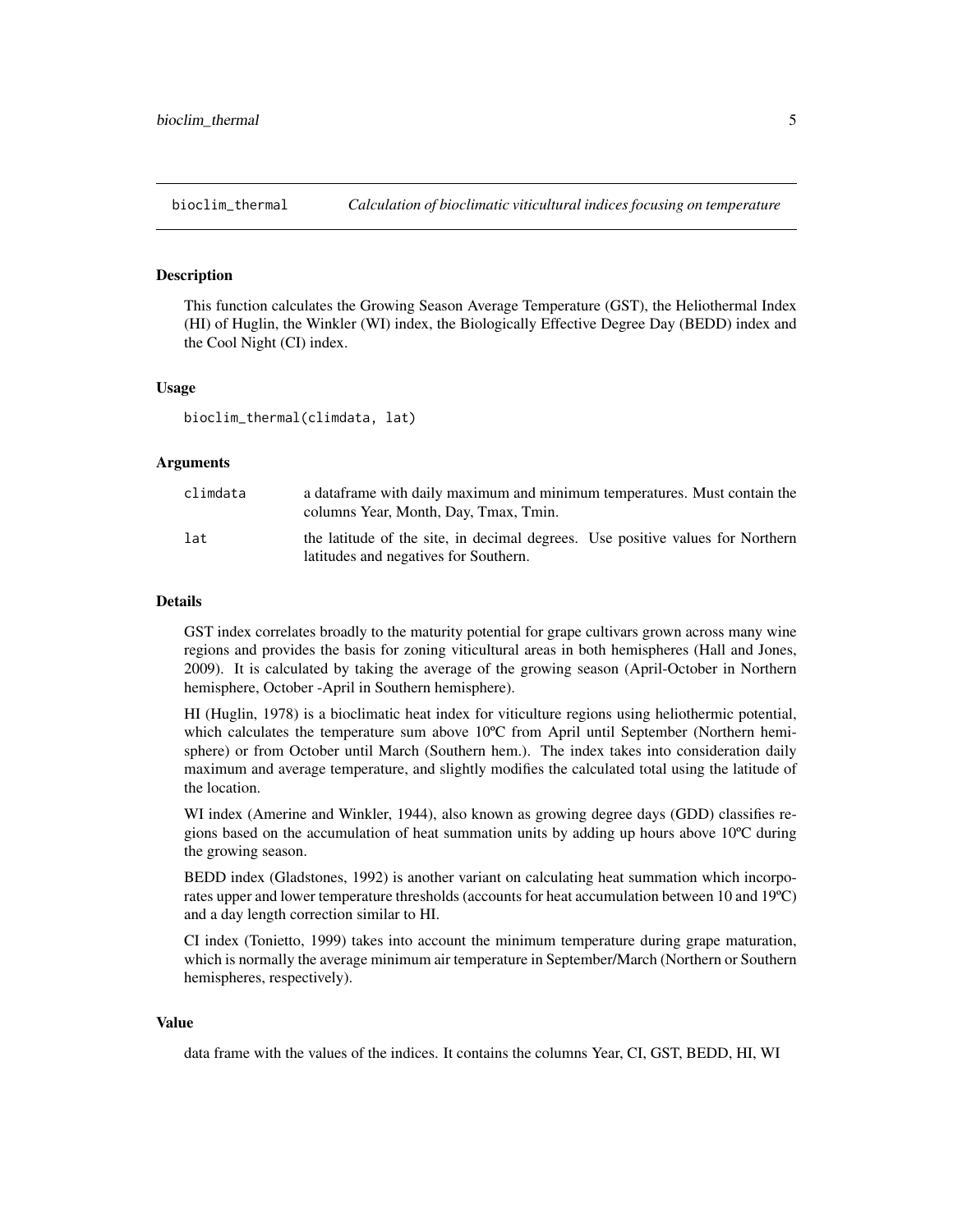# bioclim_thermal *Calculation of bioclimatic viticultural indices focusing on temperature*

## Description

This function calculates the Growing Season Average Temperature (GST), the Heliothermal Index (HI) of Huglin, the Winkler (WI) index, the Biologically Effective Degree Day (BEDD) index and the Cool Night (CI) index.

## Usage

```
bioclim_thermal(climdata, lat)
```

## Arguments

| | |
|---|---|
| climdata | a dataframe with daily maximum and minimum temperatures. Must contain the columns Year, Month, Day, Tmax, Tmin. |
| lat | the latitude of the site, in decimal degrees. Use positive values for Northern latitudes and negatives for Southern. |

## Details

GST index correlates broadly to the maturity potential for grape cultivars grown across many wine regions and provides the basis for zoning viticultural areas in both hemispheres (Hall and Jones, 2009). It is calculated by taking the average of the growing season (April-October in Northern hemisphere, October -April in Southern hemisphere).

HI (Huglin, 1978) is a bioclimatic heat index for viticulture regions using heliothermic potential, which calculates the temperature sum above 10ºC from April until September (Northern hemisphere) or from October until March (Southern hem.). The index takes into consideration daily maximum and average temperature, and slightly modifies the calculated total using the latitude of the location.

WI index (Amerine and Winkler, 1944), also known as growing degree days (GDD) classifies regions based on the accumulation of heat summation units by adding up hours above 10ºC during the growing season.

BEDD index (Gladstones, 1992) is another variant on calculating heat summation which incorporates upper and lower temperature thresholds (accounts for heat accumulation between 10 and 19ºC) and a day length correction similar to HI.

CI index (Tonietto, 1999) takes into account the minimum temperature during grape maturation, which is normally the average minimum air temperature in September/March (Northern or Southern hemispheres, respectively).

## Value

data frame with the values of the indices. It contains the columns Year, CI, GST, BEDD, HI, WI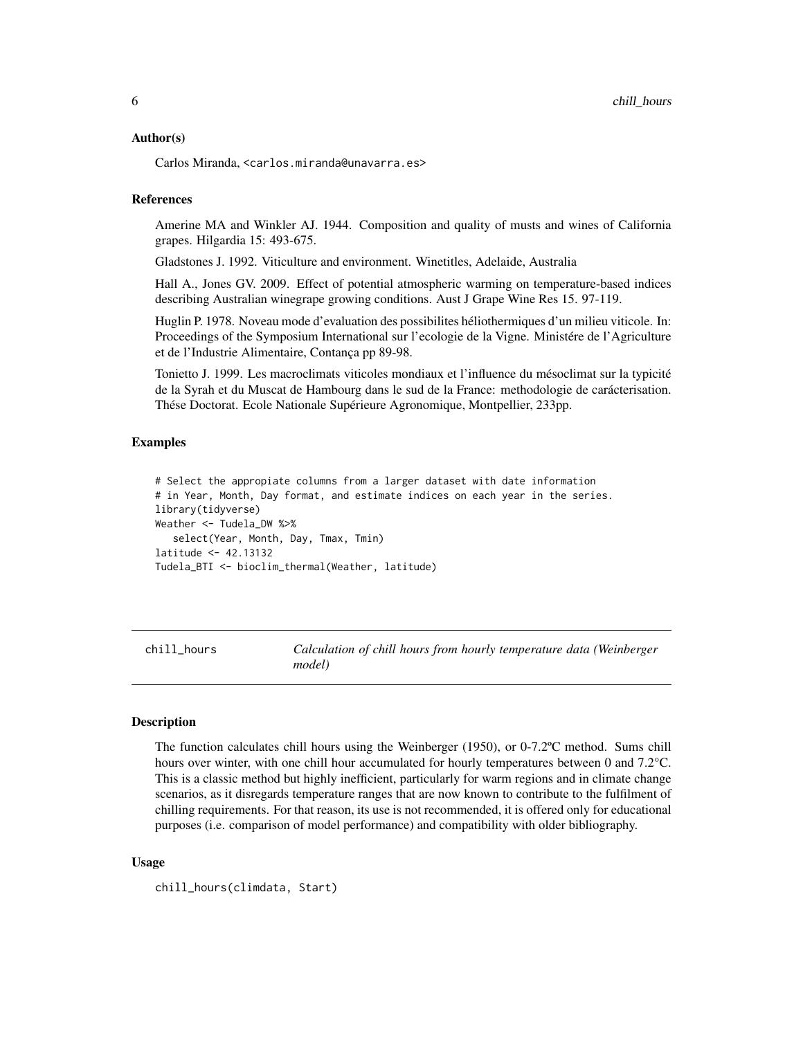### Author(s)

Carlos Miranda, <carlos.miranda@unavarra.es>

### References

Amerine MA and Winkler AJ. 1944. Composition and quality of musts and wines of California grapes. Hilgardia 15: 493-675.

Gladstones J. 1992. Viticulture and environment. Winetitles, Adelaide, Australia

Hall A., Jones GV. 2009. Effect of potential atmospheric warming on temperature-based indices describing Australian winegrape growing conditions. Aust J Grape Wine Res 15. 97-119.

Huglin P. 1978. Noveau mode d'evaluation des possibilites héliothermiques d'un milieu viticole. In: Proceedings of the Symposium International sur l'ecologie de la Vigne. Ministére de l'Agriculture et de l'Industrie Alimentaire, Contança pp 89-98.

Tonietto J. 1999. Les macroclimats viticoles mondiaux et l'influence du mésoclimat sur la typicité de la Syrah et du Muscat de Hambourg dans le sud de la France: methodologie de carácterisation. Thése Doctorat. Ecole Nationale Supérieure Agronomique, Montpellier, 233pp.

### Examples

```
# Select the appropiate columns from a larger dataset with date information
# in Year, Month, Day format, and estimate indices on each year in the series.
library(tidyverse)
Weather <- Tudela_DW %>%
   select(Year, Month, Day, Tmax, Tmin)
latitude <- 42.13132
Tudela_BTI <- bioclim_thermal(Weather, latitude)
```

---

## chill_hours — *Calculation of chill hours from hourly temperature data (Weinberger model)*

---

### Description

The function calculates chill hours using the Weinberger (1950), or 0-7.2ºC method. Sums chill hours over winter, with one chill hour accumulated for hourly temperatures between 0 and 7.2°C. This is a classic method but highly inefficient, particularly for warm regions and in climate change scenarios, as it disregards temperature ranges that are now known to contribute to the fulfilment of chilling requirements. For that reason, its use is not recommended, it is offered only for educational purposes (i.e. comparison of model performance) and compatibility with older bibliography.

### Usage

```
chill_hours(climdata, Start)
```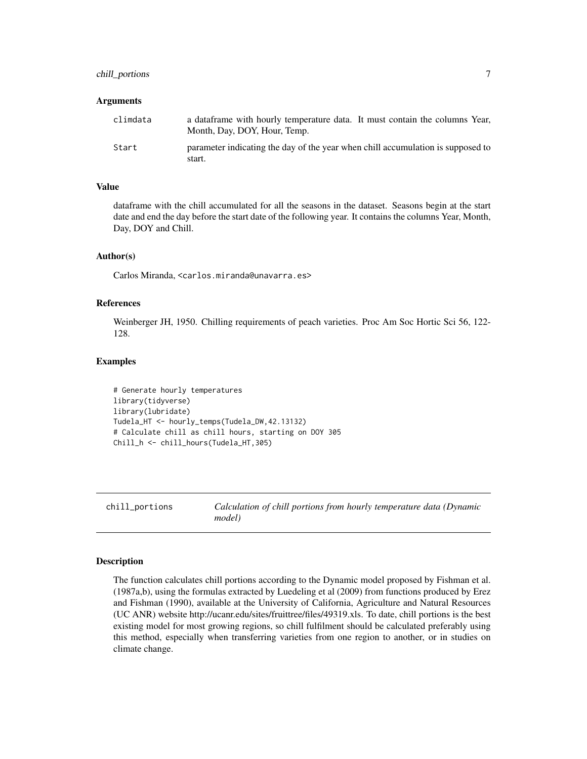### Arguments

| | |
|---|---|
| climdata | a dataframe with hourly temperature data. It must contain the columns Year, Month, Day, DOY, Hour, Temp. |
| Start | parameter indicating the day of the year when chill accumulation is supposed to start. |

### Value

dataframe with the chill accumulated for all the seasons in the dataset. Seasons begin at the start date and end the day before the start date of the following year. It contains the columns Year, Month, Day, DOY and Chill.

### Author(s)

Carlos Miranda, <carlos.miranda@unavarra.es>

### References

Weinberger JH, 1950. Chilling requirements of peach varieties. Proc Am Soc Hortic Sci 56, 122-128.

### Examples

```
# Generate hourly temperatures
library(tidyverse)
library(lubridate)
Tudela_HT <- hourly_temps(Tudela_DW,42.13132)
# Calculate chill as chill hours, starting on DOY 305
Chill_h <- chill_hours(Tudela_HT,305)
```

---

## chill_portions — *Calculation of chill portions from hourly temperature data (Dynamic model)*

---

### Description

The function calculates chill portions according to the Dynamic model proposed by Fishman et al. (1987a,b), using the formulas extracted by Luedeling et al (2009) from functions produced by Erez and Fishman (1990), available at the University of California, Agriculture and Natural Resources (UC ANR) website http://ucanr.edu/sites/fruittree/files/49319.xls. To date, chill portions is the best existing model for most growing regions, so chill fulfilment should be calculated preferably using this method, especially when transferring varieties from one region to another, or in studies on climate change.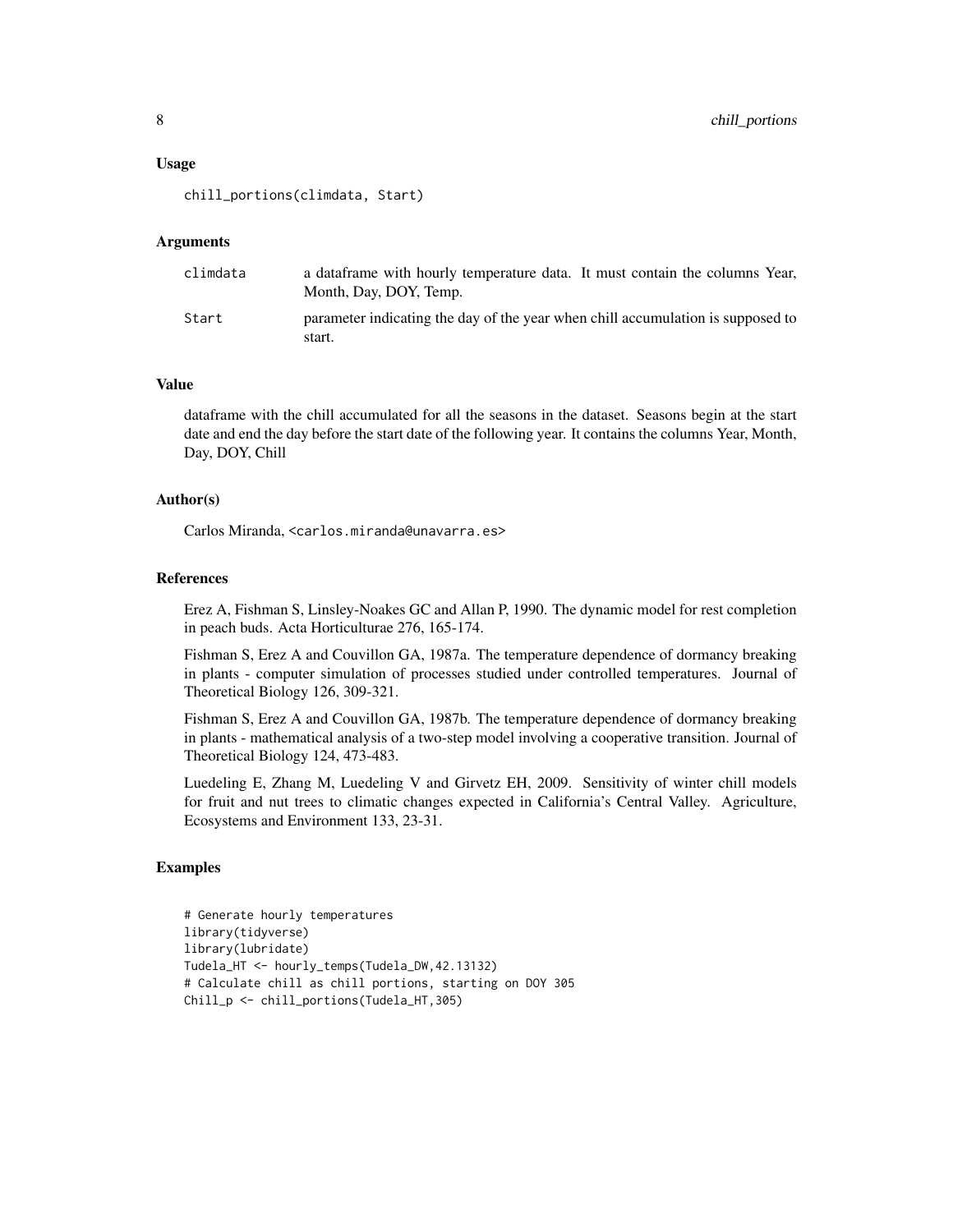### Usage

```
chill_portions(climdata, Start)
```

### Arguments

| | |
|---|---|
| climdata | a dataframe with hourly temperature data. It must contain the columns Year, Month, Day, DOY, Temp. |
| Start | parameter indicating the day of the year when chill accumulation is supposed to start. |

### Value

dataframe with the chill accumulated for all the seasons in the dataset. Seasons begin at the start date and end the day before the start date of the following year. It contains the columns Year, Month, Day, DOY, Chill

### Author(s)

Carlos Miranda, <carlos.miranda@unavarra.es>

### References

Erez A, Fishman S, Linsley-Noakes GC and Allan P, 1990. The dynamic model for rest completion in peach buds. Acta Horticulturae 276, 165-174.

Fishman S, Erez A and Couvillon GA, 1987a. The temperature dependence of dormancy breaking in plants - computer simulation of processes studied under controlled temperatures. Journal of Theoretical Biology 126, 309-321.

Fishman S, Erez A and Couvillon GA, 1987b. The temperature dependence of dormancy breaking in plants - mathematical analysis of a two-step model involving a cooperative transition. Journal of Theoretical Biology 124, 473-483.

Luedeling E, Zhang M, Luedeling V and Girvetz EH, 2009. Sensitivity of winter chill models for fruit and nut trees to climatic changes expected in California's Central Valley. Agriculture, Ecosystems and Environment 133, 23-31.

### Examples

```
# Generate hourly temperatures
library(tidyverse)
library(lubridate)
Tudela_HT <- hourly_temps(Tudela_DW,42.13132)
# Calculate chill as chill portions, starting on DOY 305
Chill_p <- chill_portions(Tudela_HT,305)
```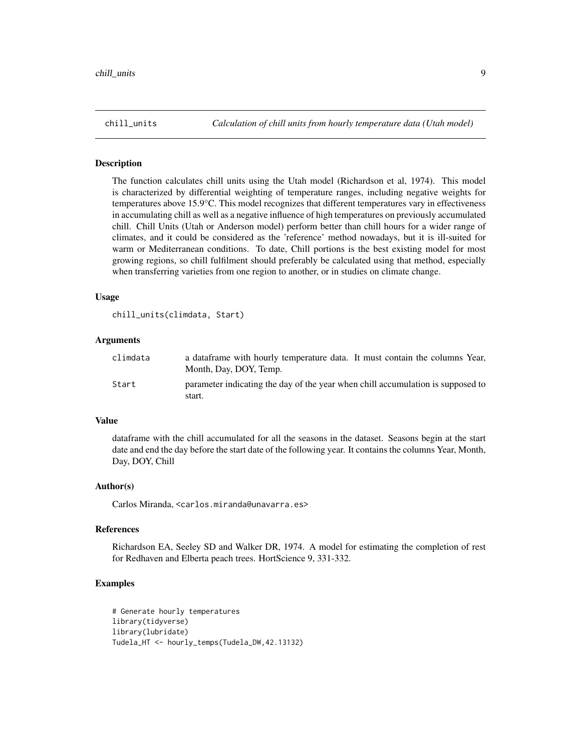# chill_units — *Calculation of chill units from hourly temperature data (Utah model)*

## Description

The function calculates chill units using the Utah model (Richardson et al, 1974). This model is characterized by differential weighting of temperature ranges, including negative weights for temperatures above 15.9°C. This model recognizes that different temperatures vary in effectiveness in accumulating chill as well as a negative influence of high temperatures on previously accumulated chill. Chill Units (Utah or Anderson model) perform better than chill hours for a wider range of climates, and it could be considered as the 'reference' method nowadays, but it is ill-suited for warm or Mediterranean conditions. To date, Chill portions is the best existing model for most growing regions, so chill fulfilment should preferably be calculated using that method, especially when transferring varieties from one region to another, or in studies on climate change.

## Usage

```
chill_units(climdata, Start)
```

## Arguments

| | |
|---|---|
| climdata | a dataframe with hourly temperature data. It must contain the columns Year, Month, Day, DOY, Temp. |
| Start | parameter indicating the day of the year when chill accumulation is supposed to start. |

## Value

dataframe with the chill accumulated for all the seasons in the dataset. Seasons begin at the start date and end the day before the start date of the following year. It contains the columns Year, Month, Day, DOY, Chill

## Author(s)

Carlos Miranda, <carlos.miranda@unavarra.es>

## References

Richardson EA, Seeley SD and Walker DR, 1974. A model for estimating the completion of rest for Redhaven and Elberta peach trees. HortScience 9, 331-332.

## Examples

```
# Generate hourly temperatures
library(tidyverse)
library(lubridate)
Tudela_HT <- hourly_temps(Tudela_DW,42.13132)
```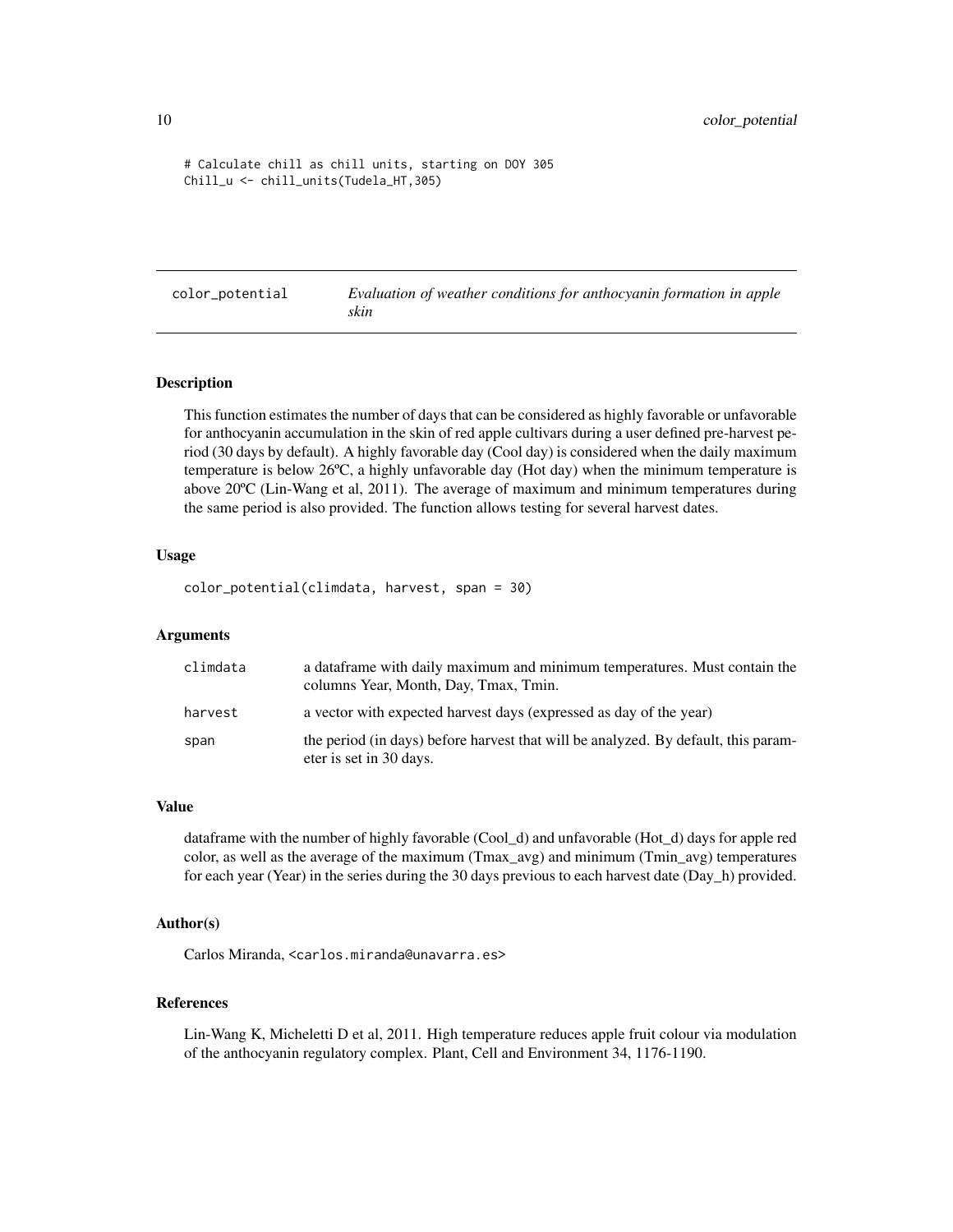```
# Calculate chill as chill units, starting on DOY 305
Chill_u <- chill_units(Tudela_HT,305)
```

## color_potential *Evaluation of weather conditions for anthocyanin formation in apple skin*

### Description

This function estimates the number of days that can be considered as highly favorable or unfavorable for anthocyanin accumulation in the skin of red apple cultivars during a user defined pre-harvest period (30 days by default). A highly favorable day (Cool day) is considered when the daily maximum temperature is below 26ºC, a highly unfavorable day (Hot day) when the minimum temperature is above 20ºC (Lin-Wang et al, 2011). The average of maximum and minimum temperatures during the same period is also provided. The function allows testing for several harvest dates.

### Usage

```
color_potential(climdata, harvest, span = 30)
```

### Arguments

| | |
|---|---|
| climdata | a dataframe with daily maximum and minimum temperatures. Must contain the columns Year, Month, Day, Tmax, Tmin. |
| harvest | a vector with expected harvest days (expressed as day of the year) |
| span | the period (in days) before harvest that will be analyzed. By default, this parameter is set in 30 days. |

### Value

dataframe with the number of highly favorable (Cool_d) and unfavorable (Hot_d) days for apple red color, as well as the average of the maximum (Tmax_avg) and minimum (Tmin_avg) temperatures for each year (Year) in the series during the 30 days previous to each harvest date (Day_h) provided.

### Author(s)

Carlos Miranda, <carlos.miranda@unavarra.es>

### References

Lin-Wang K, Micheletti D et al, 2011. High temperature reduces apple fruit colour via modulation of the anthocyanin regulatory complex. Plant, Cell and Environment 34, 1176-1190.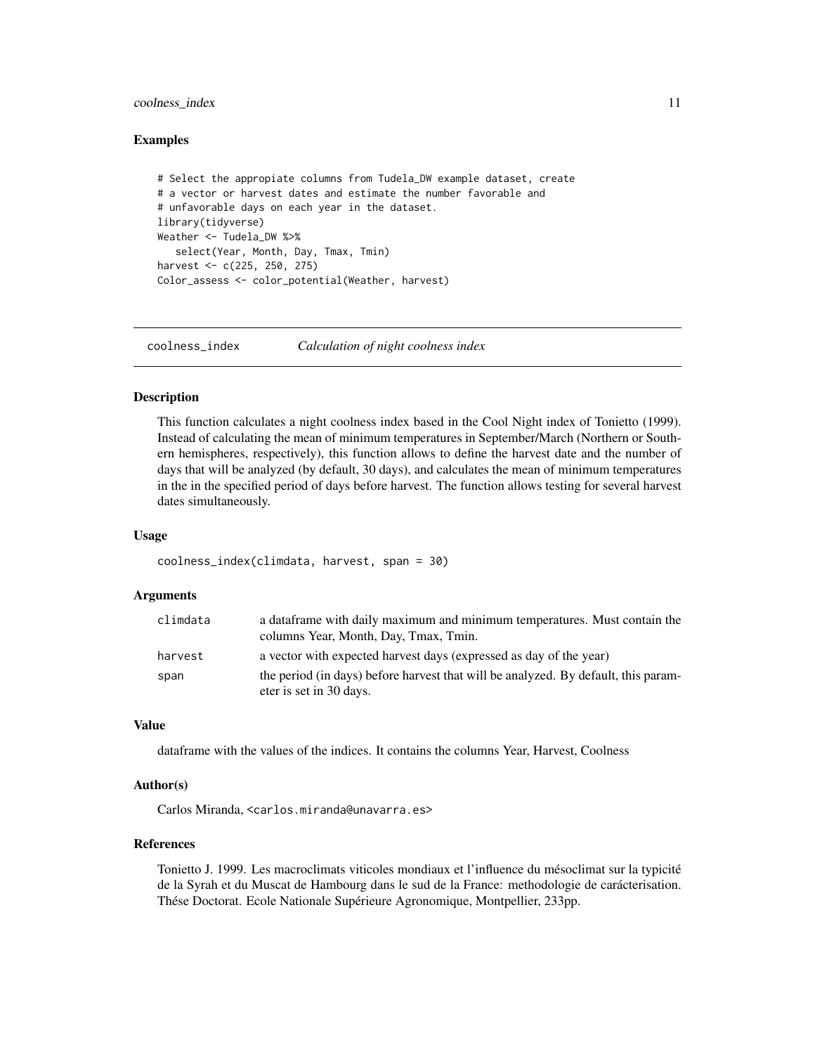### Examples

```
# Select the appropiate columns from Tudela_DW example dataset, create
# a vector or harvest dates and estimate the number favorable and
# unfavorable days on each year in the dataset.
library(tidyverse)
Weather <- Tudela_DW %>%
   select(Year, Month, Day, Tmax, Tmin)
harvest <- c(225, 250, 275)
Color_assess <- color_potential(Weather, harvest)
```

## coolness_index *Calculation of night coolness index*

### Description

This function calculates a night coolness index based in the Cool Night index of Tonietto (1999). Instead of calculating the mean of minimum temperatures in September/March (Northern or Southern hemispheres, respectively), this function allows to define the harvest date and the number of days that will be analyzed (by default, 30 days), and calculates the mean of minimum temperatures in the in the specified period of days before harvest. The function allows testing for several harvest dates simultaneously.

### Usage

```
coolness_index(climdata, harvest, span = 30)
```

### Arguments

| | |
|---|---|
| climdata | a dataframe with daily maximum and minimum temperatures. Must contain the columns Year, Month, Day, Tmax, Tmin. |
| harvest | a vector with expected harvest days (expressed as day of the year) |
| span | the period (in days) before harvest that will be analyzed. By default, this parameter is set in 30 days. |

### Value

dataframe with the values of the indices. It contains the columns Year, Harvest, Coolness

### Author(s)

Carlos Miranda, <carlos.miranda@unavarra.es>

### References

Tonietto J. 1999. Les macroclimats viticoles mondiaux et l'influence du mésoclimat sur la typicité de la Syrah et du Muscat de Hambourg dans le sud de la France: methodologie de carácterisation. Thése Doctorat. Ecole Nationale Supérieure Agronomique, Montpellier, 233pp.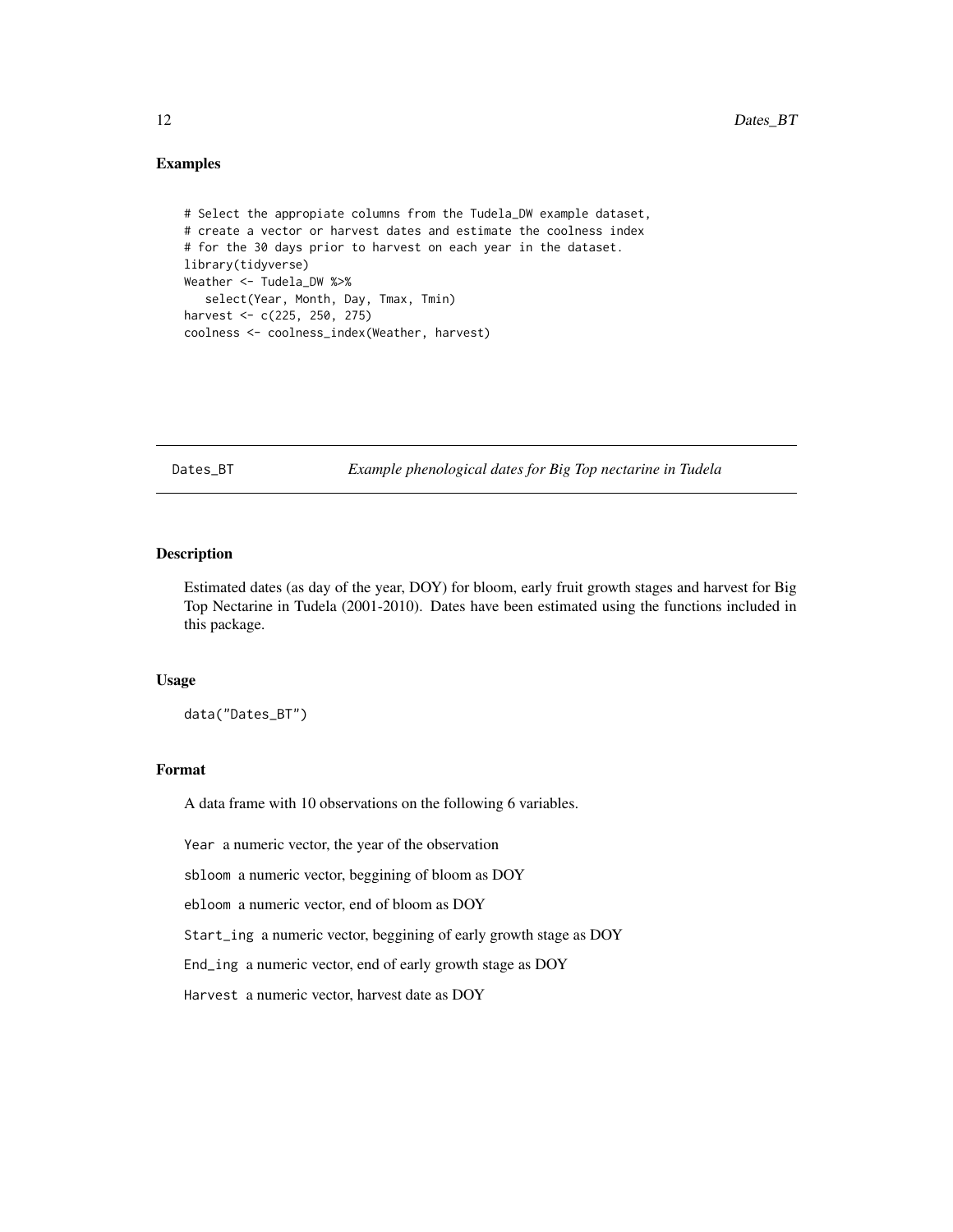## Examples

```
# Select the appropiate columns from the Tudela_DW example dataset,
# create a vector or harvest dates and estimate the coolness index
# for the 30 days prior to harvest on each year in the dataset.
library(tidyverse)
Weather <- Tudela_DW %>%
   select(Year, Month, Day, Tmax, Tmin)
harvest <- c(225, 250, 275)
coolness <- coolness_index(Weather, harvest)
```

---

# Dates_BT — *Example phenological dates for Big Top nectarine in Tudela*

---

## Description

Estimated dates (as day of the year, DOY) for bloom, early fruit growth stages and harvest for Big Top Nectarine in Tudela (2001-2010). Dates have been estimated using the functions included in this package.

## Usage

```
data("Dates_BT")
```

## Format

A data frame with 10 observations on the following 6 variables.

`Year` a numeric vector, the year of the observation

`sbloom` a numeric vector, beggining of bloom as DOY

`ebloom` a numeric vector, end of bloom as DOY

`Start_ing` a numeric vector, beggining of early growth stage as DOY

`End_ing` a numeric vector, end of early growth stage as DOY

`Harvest` a numeric vector, harvest date as DOY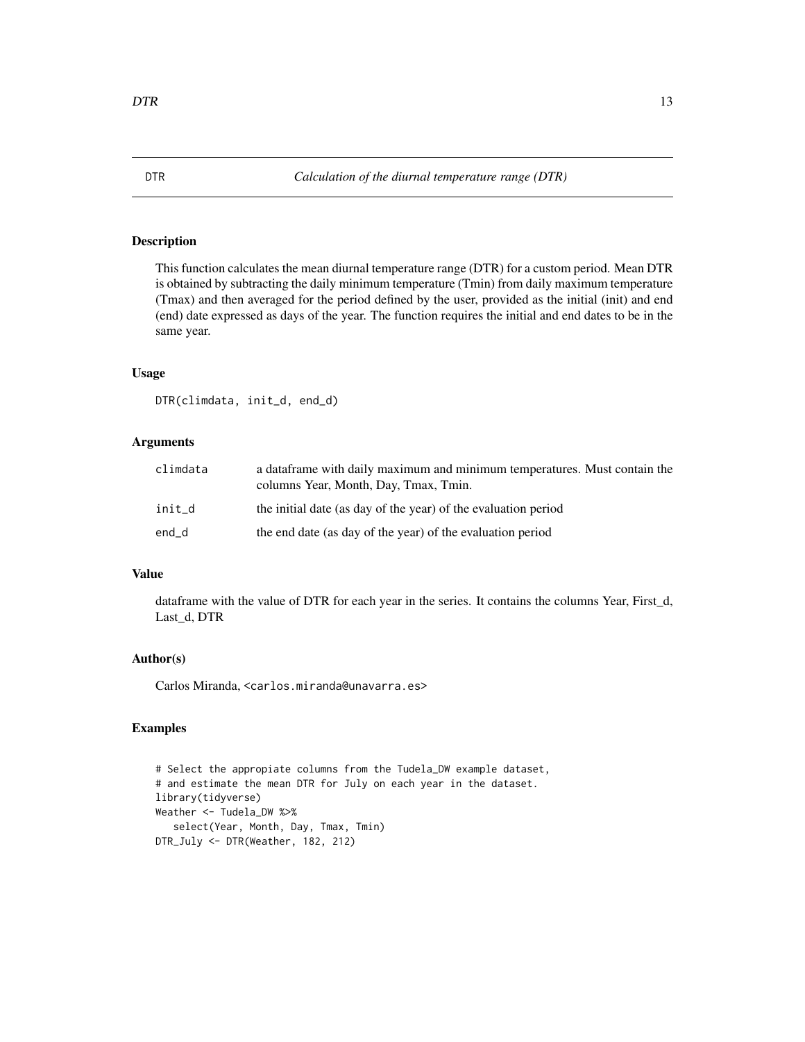DTR *Calculation of the diurnal temperature range (DTR)*

## Description

This function calculates the mean diurnal temperature range (DTR) for a custom period. Mean DTR is obtained by subtracting the daily minimum temperature (Tmin) from daily maximum temperature (Tmax) and then averaged for the period defined by the user, provided as the initial (init) and end (end) date expressed as days of the year. The function requires the initial and end dates to be in the same year.

## Usage

```
DTR(climdata, init_d, end_d)
```

## Arguments

| | |
|---|---|
| climdata | a dataframe with daily maximum and minimum temperatures. Must contain the columns Year, Month, Day, Tmax, Tmin. |
| init_d | the initial date (as day of the year) of the evaluation period |
| end_d | the end date (as day of the year) of the evaluation period |

## Value

dataframe with the value of DTR for each year in the series. It contains the columns Year, First_d, Last_d, DTR

## Author(s)

Carlos Miranda, <carlos.miranda@unavarra.es>

## Examples

```
# Select the appropiate columns from the Tudela_DW example dataset,
# and estimate the mean DTR for July on each year in the dataset.
library(tidyverse)
Weather <- Tudela_DW %>%
   select(Year, Month, Day, Tmax, Tmin)
DTR_July <- DTR(Weather, 182, 212)
```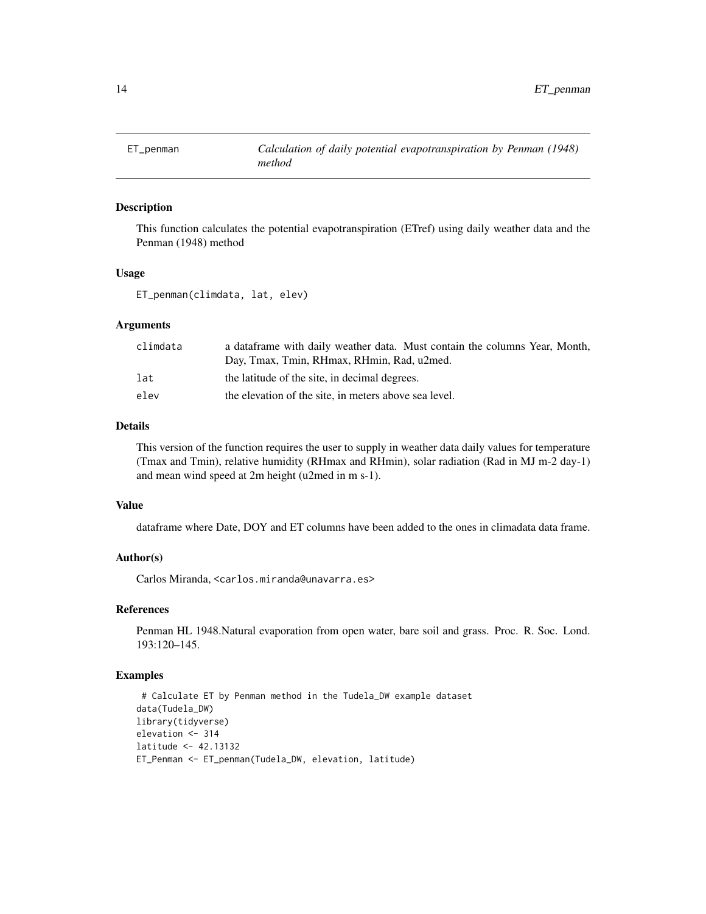ET_penman — *Calculation of daily potential evapotranspiration by Penman (1948) method*

## Description

This function calculates the potential evapotranspiration (ETref) using daily weather data and the Penman (1948) method

## Usage

```
ET_penman(climdata, lat, elev)
```

## Arguments

| | |
|---|---|
| climdata | a dataframe with daily weather data. Must contain the columns Year, Month, Day, Tmax, Tmin, RHmax, RHmin, Rad, u2med. |
| lat | the latitude of the site, in decimal degrees. |
| elev | the elevation of the site, in meters above sea level. |

## Details

This version of the function requires the user to supply in weather data daily values for temperature (Tmax and Tmin), relative humidity (RHmax and RHmin), solar radiation (Rad in MJ m-2 day-1) and mean wind speed at 2m height (u2med in m s-1).

## Value

dataframe where Date, DOY and ET columns have been added to the ones in climadata data frame.

## Author(s)

Carlos Miranda, <carlos.miranda@unavarra.es>

## References

Penman HL 1948.Natural evaporation from open water, bare soil and grass. Proc. R. Soc. Lond. 193:120–145.

## Examples

```
 # Calculate ET by Penman method in the Tudela_DW example dataset
data(Tudela_DW)
library(tidyverse)
elevation <- 314
latitude <- 42.13132
ET_Penman <- ET_penman(Tudela_DW, elevation, latitude)
```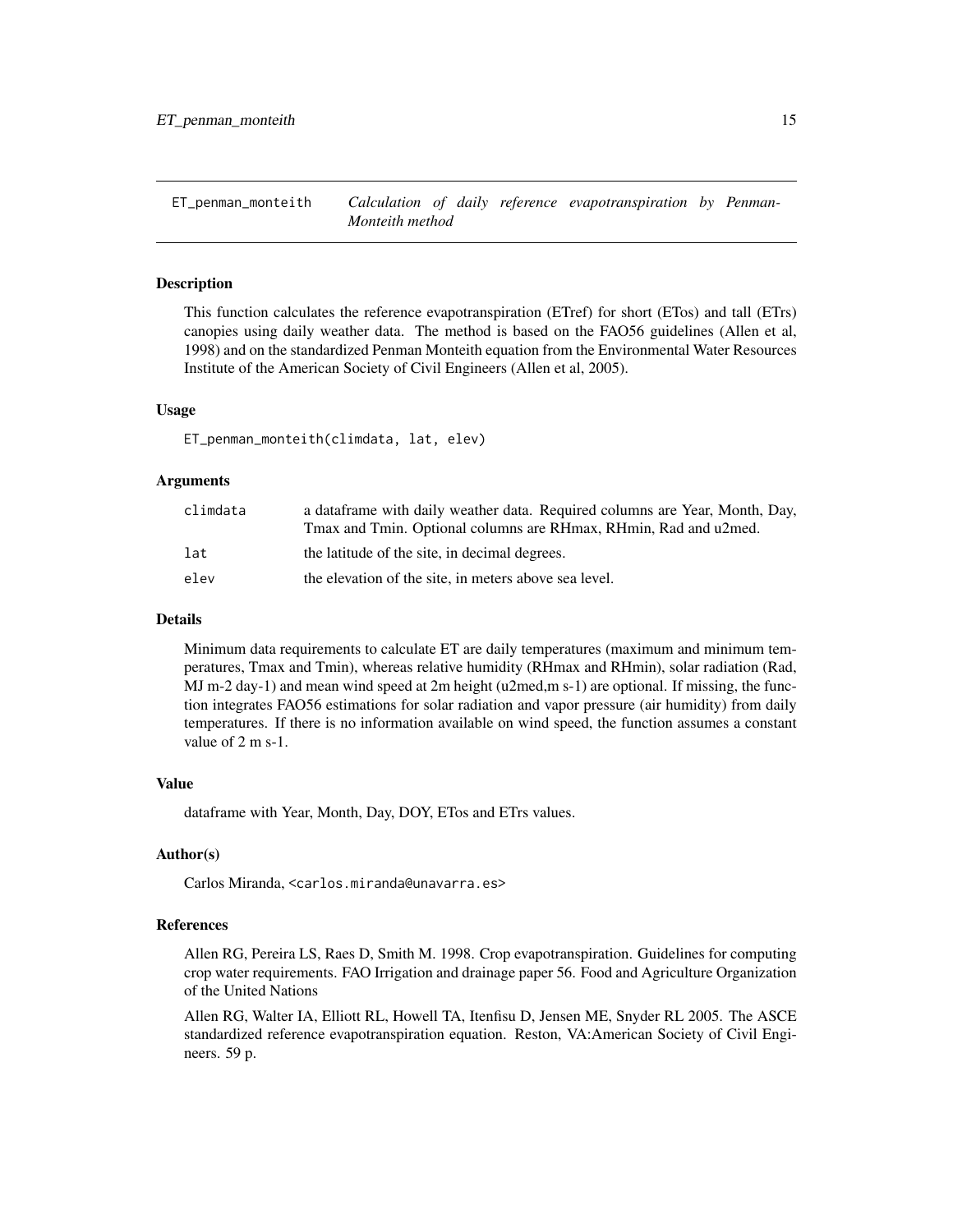# ET_penman_monteith *Calculation of daily reference evapotranspiration by Penman-Monteith method*

## Description

This function calculates the reference evapotranspiration (ETref) for short (ETos) and tall (ETrs) canopies using daily weather data. The method is based on the FAO56 guidelines (Allen et al, 1998) and on the standardized Penman Monteith equation from the Environmental Water Resources Institute of the American Society of Civil Engineers (Allen et al, 2005).

## Usage

```
ET_penman_monteith(climdata, lat, elev)
```

## Arguments

| | |
|---|---|
| `climdata` | a dataframe with daily weather data. Required columns are Year, Month, Day, Tmax and Tmin. Optional columns are RHmax, RHmin, Rad and u2med. |
| `lat` | the latitude of the site, in decimal degrees. |
| `elev` | the elevation of the site, in meters above sea level. |

## Details

Minimum data requirements to calculate ET are daily temperatures (maximum and minimum temperatures, Tmax and Tmin), whereas relative humidity (RHmax and RHmin), solar radiation (Rad, MJ m-2 day-1) and mean wind speed at 2m height (u2med,m s-1) are optional. If missing, the function integrates FAO56 estimations for solar radiation and vapor pressure (air humidity) from daily temperatures. If there is no information available on wind speed, the function assumes a constant value of 2 m s-1.

## Value

dataframe with Year, Month, Day, DOY, ETos and ETrs values.

## Author(s)

Carlos Miranda, <carlos.miranda@unavarra.es>

## References

Allen RG, Pereira LS, Raes D, Smith M. 1998. Crop evapotranspiration. Guidelines for computing crop water requirements. FAO Irrigation and drainage paper 56. Food and Agriculture Organization of the United Nations

Allen RG, Walter IA, Elliott RL, Howell TA, Itenfisu D, Jensen ME, Snyder RL 2005. The ASCE standardized reference evapotranspiration equation. Reston, VA:American Society of Civil Engineers. 59 p.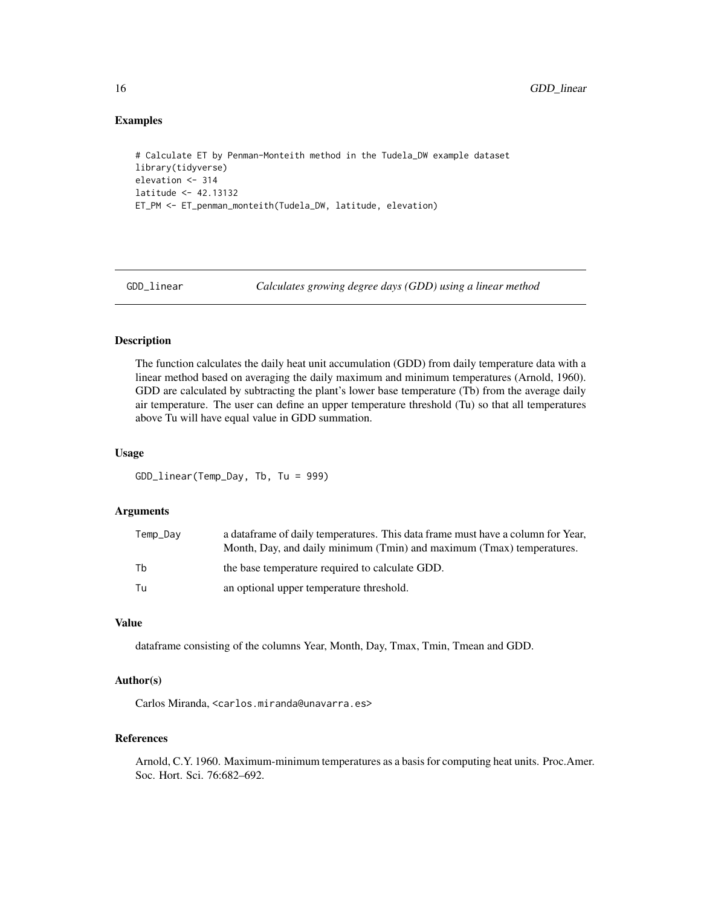## Examples

```
# Calculate ET by Penman-Monteith method in the Tudela_DW example dataset
library(tidyverse)
elevation <- 314
latitude <- 42.13132
ET_PM <- ET_penman_monteith(Tudela_DW, latitude, elevation)
```

---

# GDD_linear *Calculates growing degree days (GDD) using a linear method*

---

## Description

The function calculates the daily heat unit accumulation (GDD) from daily temperature data with a linear method based on averaging the daily maximum and minimum temperatures (Arnold, 1960). GDD are calculated by subtracting the plant's lower base temperature (Tb) from the average daily air temperature. The user can define an upper temperature threshold (Tu) so that all temperatures above Tu will have equal value in GDD summation.

## Usage

```
GDD_linear(Temp_Day, Tb, Tu = 999)
```

## Arguments

| | |
|---|---|
| Temp_Day | a dataframe of daily temperatures. This data frame must have a column for Year, Month, Day, and daily minimum (Tmin) and maximum (Tmax) temperatures. |
| Tb | the base temperature required to calculate GDD. |
| Tu | an optional upper temperature threshold. |

## Value

dataframe consisting of the columns Year, Month, Day, Tmax, Tmin, Tmean and GDD.

## Author(s)

Carlos Miranda, <carlos.miranda@unavarra.es>

## References

Arnold, C.Y. 1960. Maximum-minimum temperatures as a basis for computing heat units. Proc.Amer. Soc. Hort. Sci. 76:682–692.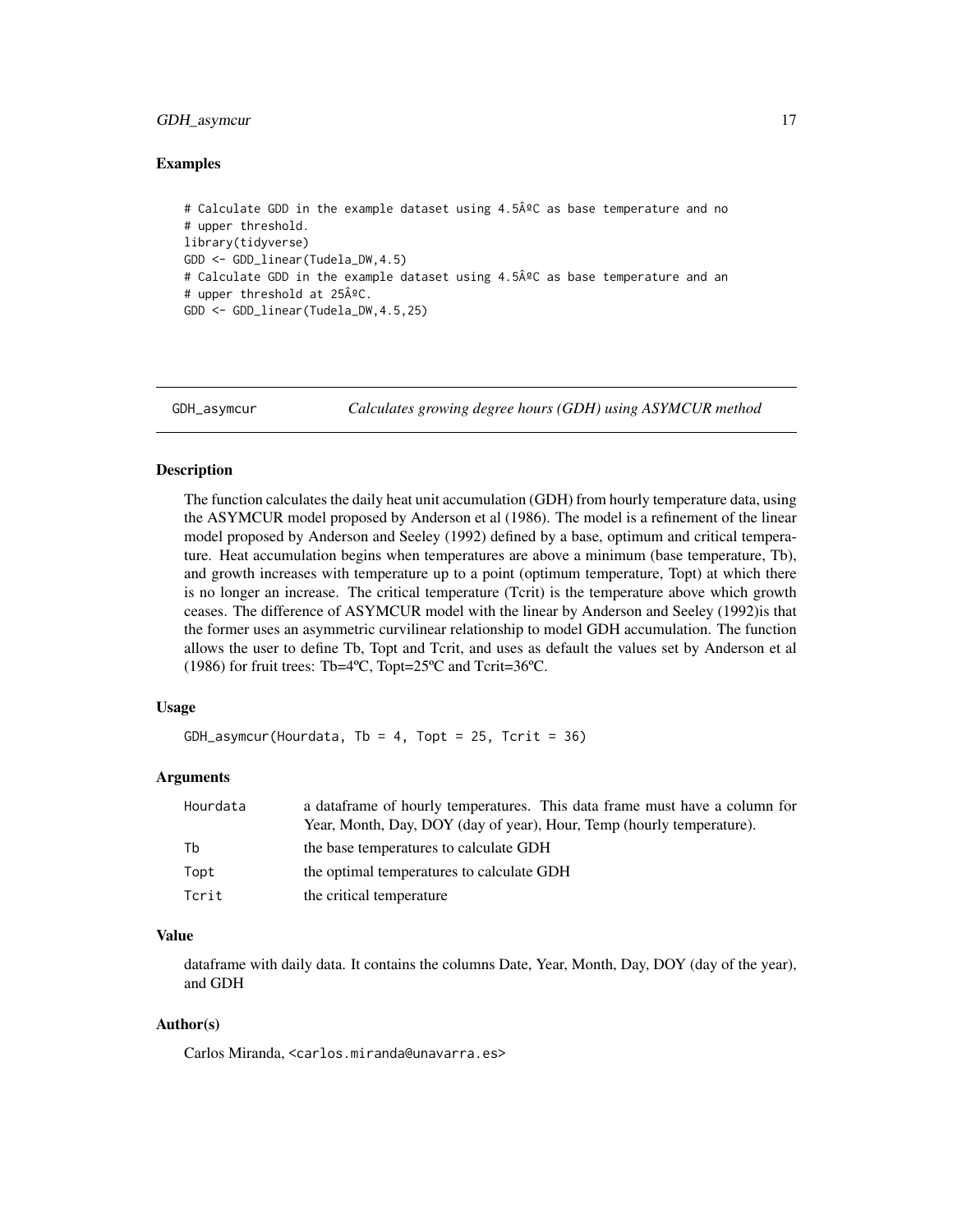## Examples

```
# Calculate GDD in the example dataset using 4.5ÂºC as base temperature and no
# upper threshold.
library(tidyverse)
GDD <- GDD_linear(Tudela_DW,4.5)
# Calculate GDD in the example dataset using 4.5ÂºC as base temperature and an
# upper threshold at 25ÂºC.
GDD <- GDD_linear(Tudela_DW,4.5,25)
```

---

GDH_asymcur &nbsp;&nbsp;&nbsp; *Calculates growing degree hours (GDH) using ASYMCUR method*

---

## Description

The function calculates the daily heat unit accumulation (GDH) from hourly temperature data, using the ASYMCUR model proposed by Anderson et al (1986). The model is a refinement of the linear model proposed by Anderson and Seeley (1992) defined by a base, optimum and critical temperature. Heat accumulation begins when temperatures are above a minimum (base temperature, Tb), and growth increases with temperature up to a point (optimum temperature, Topt) at which there is no longer an increase. The critical temperature (Tcrit) is the temperature above which growth ceases. The difference of ASYMCUR model with the linear by Anderson and Seeley (1992)is that the former uses an asymmetric curvilinear relationship to model GDH accumulation. The function allows the user to define Tb, Topt and Tcrit, and uses as default the values set by Anderson et al (1986) for fruit trees: Tb=4ºC, Topt=25ºC and Tcrit=36ºC.

## Usage

```
GDH_asymcur(Hourdata, Tb = 4, Topt = 25, Tcrit = 36)
```

## Arguments

| | |
|---|---|
| Hourdata | a dataframe of hourly temperatures. This data frame must have a column for Year, Month, Day, DOY (day of year), Hour, Temp (hourly temperature). |
| Tb | the base temperatures to calculate GDH |
| Topt | the optimal temperatures to calculate GDH |
| Tcrit | the critical temperature |

## Value

dataframe with daily data. It contains the columns Date, Year, Month, Day, DOY (day of the year), and GDH

## Author(s)

Carlos Miranda, <carlos.miranda@unavarra.es>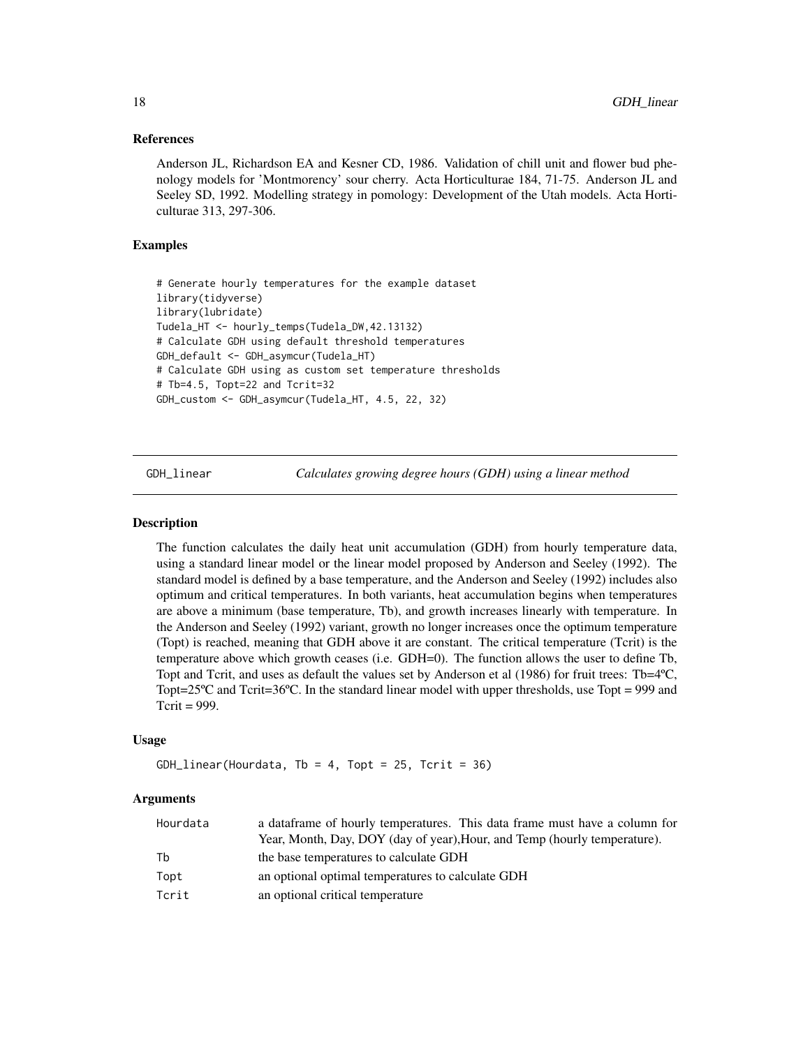### References

Anderson JL, Richardson EA and Kesner CD, 1986. Validation of chill unit and flower bud phenology models for 'Montmorency' sour cherry. Acta Horticulturae 184, 71-75. Anderson JL and Seeley SD, 1992. Modelling strategy in pomology: Development of the Utah models. Acta Horticulturae 313, 297-306.

### Examples

```
# Generate hourly temperatures for the example dataset
library(tidyverse)
library(lubridate)
Tudela_HT <- hourly_temps(Tudela_DW,42.13132)
# Calculate GDH using default threshold temperatures
GDH_default <- GDH_asymcur(Tudela_HT)
# Calculate GDH using as custom set temperature thresholds
# Tb=4.5, Topt=22 and Tcrit=32
GDH_custom <- GDH_asymcur(Tudela_HT, 4.5, 22, 32)
```

---

## GDH_linear — *Calculates growing degree hours (GDH) using a linear method*

### Description

The function calculates the daily heat unit accumulation (GDH) from hourly temperature data, using a standard linear model or the linear model proposed by Anderson and Seeley (1992). The standard model is defined by a base temperature, and the Anderson and Seeley (1992) includes also optimum and critical temperatures. In both variants, heat accumulation begins when temperatures are above a minimum (base temperature, Tb), and growth increases linearly with temperature. In the Anderson and Seeley (1992) variant, growth no longer increases once the optimum temperature (Topt) is reached, meaning that GDH above it are constant. The critical temperature (Tcrit) is the temperature above which growth ceases (i.e. GDH=0). The function allows the user to define Tb, Topt and Tcrit, and uses as default the values set by Anderson et al (1986) for fruit trees: Tb=4ºC, Topt=25ºC and Tcrit=36ºC. In the standard linear model with upper thresholds, use Topt = 999 and Tcrit = 999.

### Usage

```
GDH_linear(Hourdata, Tb = 4, Topt = 25, Tcrit = 36)
```

### Arguments

| | |
|---|---|
| Hourdata | a dataframe of hourly temperatures. This data frame must have a column for Year, Month, Day, DOY (day of year),Hour, and Temp (hourly temperature). |
| Tb | the base temperatures to calculate GDH |
| Topt | an optional optimal temperatures to calculate GDH |
| Tcrit | an optional critical temperature |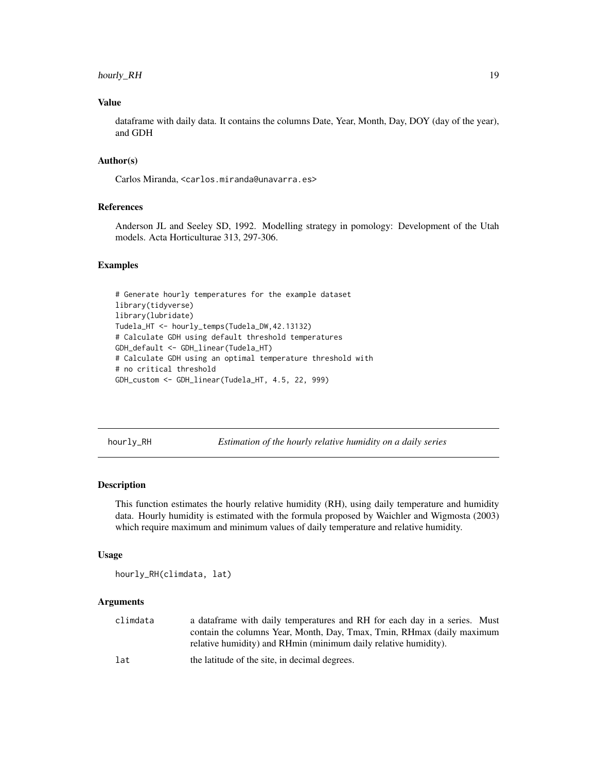### Value

dataframe with daily data. It contains the columns Date, Year, Month, Day, DOY (day of the year), and GDH

### Author(s)

Carlos Miranda, <carlos.miranda@unavarra.es>

### References

Anderson JL and Seeley SD, 1992. Modelling strategy in pomology: Development of the Utah models. Acta Horticulturae 313, 297-306.

### Examples

```
# Generate hourly temperatures for the example dataset
library(tidyverse)
library(lubridate)
Tudela_HT <- hourly_temps(Tudela_DW,42.13132)
# Calculate GDH using default threshold temperatures
GDH_default <- GDH_linear(Tudela_HT)
# Calculate GDH using an optimal temperature threshold with
# no critical threshold
GDH_custom <- GDH_linear(Tudela_HT, 4.5, 22, 999)
```

---

## hourly_RH — *Estimation of the hourly relative humidity on a daily series*

### Description

This function estimates the hourly relative humidity (RH), using daily temperature and humidity data. Hourly humidity is estimated with the formula proposed by Waichler and Wigmosta (2003) which require maximum and minimum values of daily temperature and relative humidity.

### Usage

```
hourly_RH(climdata, lat)
```

### Arguments

| | |
|---|---|
| climdata | a dataframe with daily temperatures and RH for each day in a series. Must contain the columns Year, Month, Day, Tmax, Tmin, RHmax (daily maximum relative humidity) and RHmin (minimum daily relative humidity). |
| lat | the latitude of the site, in decimal degrees. |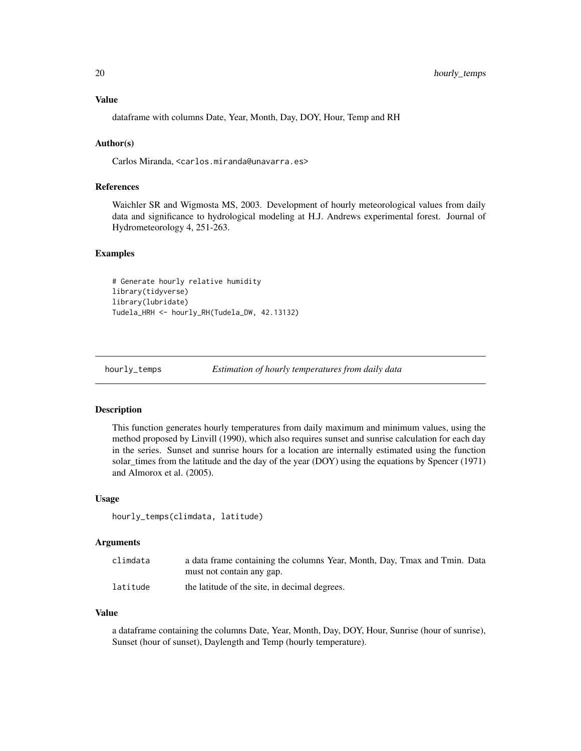### Value

dataframe with columns Date, Year, Month, Day, DOY, Hour, Temp and RH

### Author(s)

Carlos Miranda, <carlos.miranda@unavarra.es>

### References

Waichler SR and Wigmosta MS, 2003. Development of hourly meteorological values from daily data and significance to hydrological modeling at H.J. Andrews experimental forest. Journal of Hydrometeorology 4, 251-263.

### Examples

```
# Generate hourly relative humidity
library(tidyverse)
library(lubridate)
Tudela_HRH <- hourly_RH(Tudela_DW, 42.13132)
```

---

## hourly_temps — *Estimation of hourly temperatures from daily data*

### Description

This function generates hourly temperatures from daily maximum and minimum values, using the method proposed by Linvill (1990), which also requires sunset and sunrise calculation for each day in the series. Sunset and sunrise hours for a location are internally estimated using the function solar_times from the latitude and the day of the year (DOY) using the equations by Spencer (1971) and Almorox et al. (2005).

### Usage

```
hourly_temps(climdata, latitude)
```

### Arguments

| | |
|---|---|
| climdata | a data frame containing the columns Year, Month, Day, Tmax and Tmin. Data must not contain any gap. |
| latitude | the latitude of the site, in decimal degrees. |

### Value

a dataframe containing the columns Date, Year, Month, Day, DOY, Hour, Sunrise (hour of sunrise), Sunset (hour of sunset), Daylength and Temp (hourly temperature).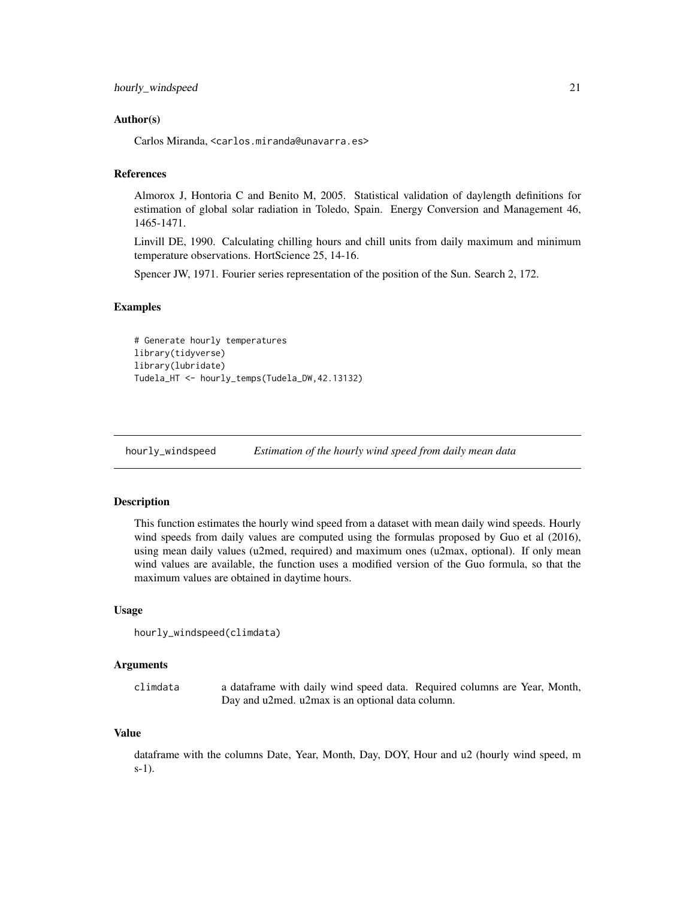### Author(s)

Carlos Miranda, <carlos.miranda@unavarra.es>

### References

Almorox J, Hontoria C and Benito M, 2005. Statistical validation of daylength definitions for estimation of global solar radiation in Toledo, Spain. Energy Conversion and Management 46, 1465-1471.

Linvill DE, 1990. Calculating chilling hours and chill units from daily maximum and minimum temperature observations. HortScience 25, 14-16.

Spencer JW, 1971. Fourier series representation of the position of the Sun. Search 2, 172.

### Examples

```
# Generate hourly temperatures
library(tidyverse)
library(lubridate)
Tudela_HT <- hourly_temps(Tudela_DW,42.13132)
```

---

## hourly_windspeed *Estimation of the hourly wind speed from daily mean data*

---

### Description

This function estimates the hourly wind speed from a dataset with mean daily wind speeds. Hourly wind speeds from daily values are computed using the formulas proposed by Guo et al (2016), using mean daily values (u2med, required) and maximum ones (u2max, optional). If only mean wind values are available, the function uses a modified version of the Guo formula, so that the maximum values are obtained in daytime hours.

### Usage

```
hourly_windspeed(climdata)
```

### Arguments

| | |
|---|---|
| climdata | a dataframe with daily wind speed data. Required columns are Year, Month, Day and u2med. u2max is an optional data column. |

### Value

dataframe with the columns Date, Year, Month, Day, DOY, Hour and u2 (hourly wind speed, m s-1).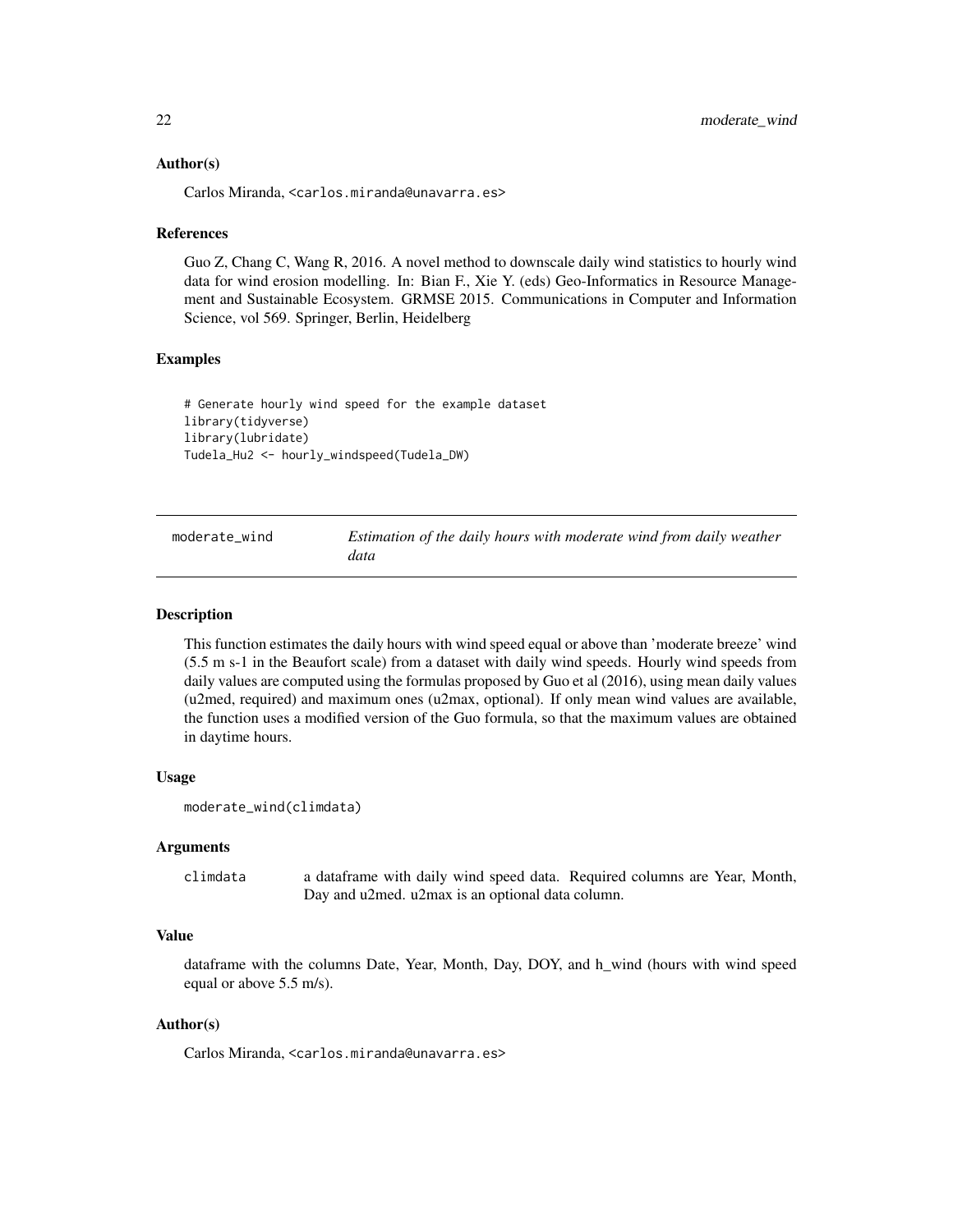## Author(s)

Carlos Miranda, <carlos.miranda@unavarra.es>

## References

Guo Z, Chang C, Wang R, 2016. A novel method to downscale daily wind statistics to hourly wind data for wind erosion modelling. In: Bian F., Xie Y. (eds) Geo-Informatics in Resource Management and Sustainable Ecosystem. GRMSE 2015. Communications in Computer and Information Science, vol 569. Springer, Berlin, Heidelberg

## Examples

```
# Generate hourly wind speed for the example dataset
library(tidyverse)
library(lubridate)
Tudela_Hu2 <- hourly_windspeed(Tudela_DW)
```

---

# moderate_wind — *Estimation of the daily hours with moderate wind from daily weather data*

## Description

This function estimates the daily hours with wind speed equal or above than 'moderate breeze' wind (5.5 m s-1 in the Beaufort scale) from a dataset with daily wind speeds. Hourly wind speeds from daily values are computed using the formulas proposed by Guo et al (2016), using mean daily values (u2med, required) and maximum ones (u2max, optional). If only mean wind values are available, the function uses a modified version of the Guo formula, so that the maximum values are obtained in daytime hours.

## Usage

```
moderate_wind(climdata)
```

## Arguments

| | |
|---|---|
| climdata | a dataframe with daily wind speed data. Required columns are Year, Month, Day and u2med. u2max is an optional data column. |

## Value

dataframe with the columns Date, Year, Month, Day, DOY, and h_wind (hours with wind speed equal or above 5.5 m/s).

## Author(s)

Carlos Miranda, <carlos.miranda@unavarra.es>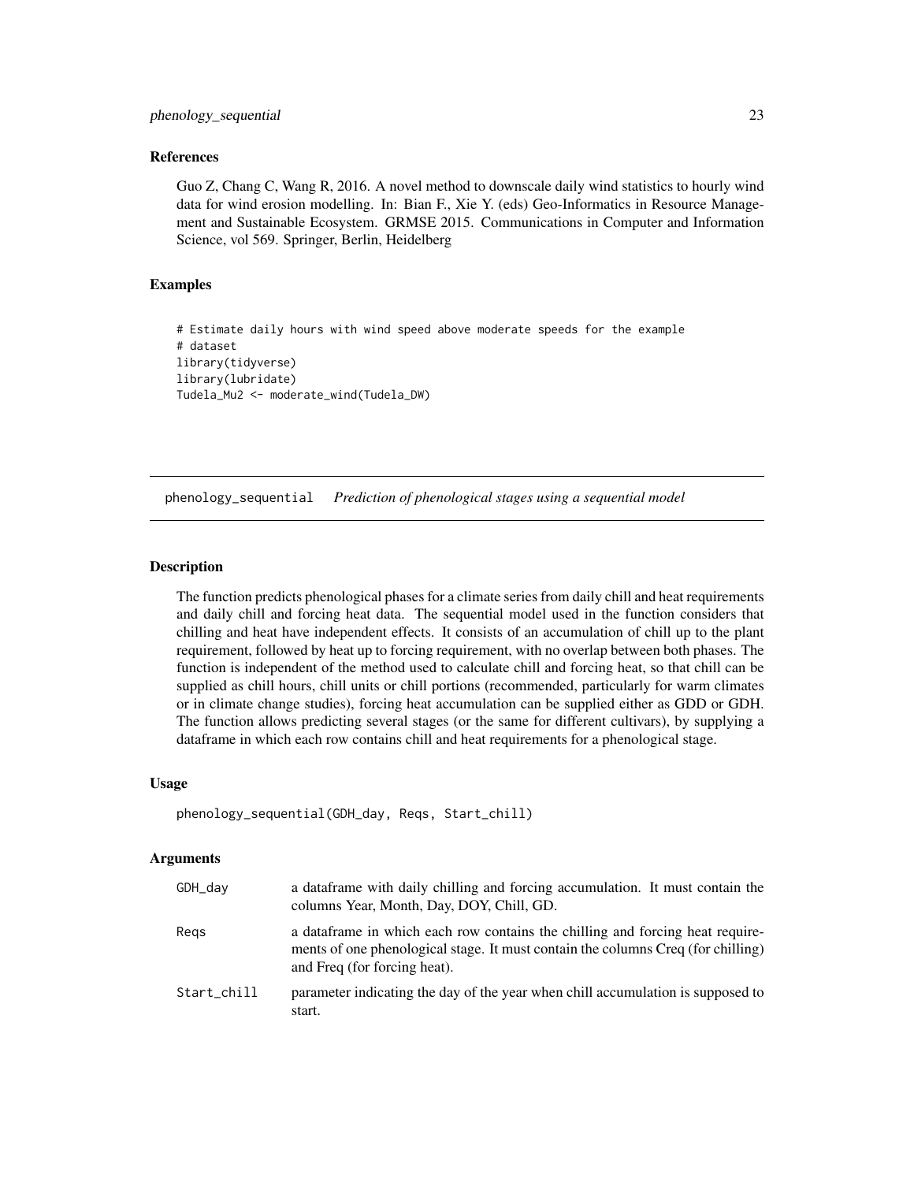### References

Guo Z, Chang C, Wang R, 2016. A novel method to downscale daily wind statistics to hourly wind data for wind erosion modelling. In: Bian F., Xie Y. (eds) Geo-Informatics in Resource Management and Sustainable Ecosystem. GRMSE 2015. Communications in Computer and Information Science, vol 569. Springer, Berlin, Heidelberg

### Examples

```
# Estimate daily hours with wind speed above moderate speeds for the example
# dataset
library(tidyverse)
library(lubridate)
Tudela_Mu2 <- moderate_wind(Tudela_DW)
```

## phenology_sequential *Prediction of phenological stages using a sequential model*

### Description

The function predicts phenological phases for a climate series from daily chill and heat requirements and daily chill and forcing heat data. The sequential model used in the function considers that chilling and heat have independent effects. It consists of an accumulation of chill up to the plant requirement, followed by heat up to forcing requirement, with no overlap between both phases. The function is independent of the method used to calculate chill and forcing heat, so that chill can be supplied as chill hours, chill units or chill portions (recommended, particularly for warm climates or in climate change studies), forcing heat accumulation can be supplied either as GDD or GDH. The function allows predicting several stages (or the same for different cultivars), by supplying a dataframe in which each row contains chill and heat requirements for a phenological stage.

### Usage

```
phenology_sequential(GDH_day, Reqs, Start_chill)
```

### Arguments

| | |
|---|---|
| GDH_day | a dataframe with daily chilling and forcing accumulation. It must contain the columns Year, Month, Day, DOY, Chill, GD. |
| Reqs | a dataframe in which each row contains the chilling and forcing heat requirements of one phenological stage. It must contain the columns Creq (for chilling) and Freq (for forcing heat). |
| Start_chill | parameter indicating the day of the year when chill accumulation is supposed to start. |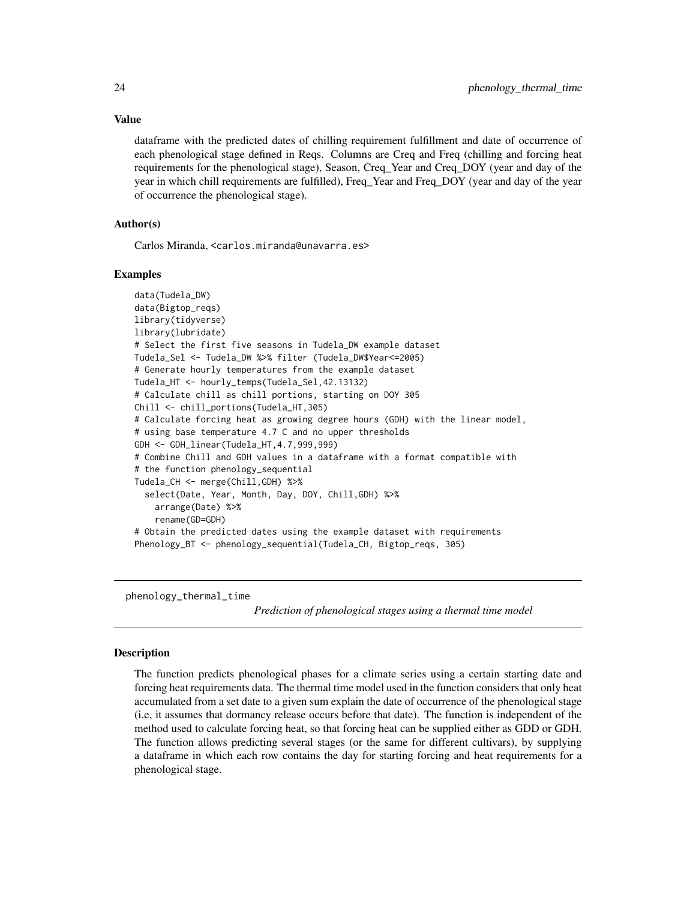### Value

dataframe with the predicted dates of chilling requirement fulfillment and date of occurrence of each phenological stage defined in Reqs. Columns are Creq and Freq (chilling and forcing heat requirements for the phenological stage), Season, Creq_Year and Creq_DOY (year and day of the year in which chill requirements are fulfilled), Freq_Year and Freq_DOY (year and day of the year of occurrence the phenological stage).

### Author(s)

Carlos Miranda, <carlos.miranda@unavarra.es>

### Examples

```
data(Tudela_DW)
data(Bigtop_reqs)
library(tidyverse)
library(lubridate)
# Select the first five seasons in Tudela_DW example dataset
Tudela_Sel <- Tudela_DW %>% filter (Tudela_DW$Year<=2005)
# Generate hourly temperatures from the example dataset
Tudela_HT <- hourly_temps(Tudela_Sel,42.13132)
# Calculate chill as chill portions, starting on DOY 305
Chill <- chill_portions(Tudela_HT,305)
# Calculate forcing heat as growing degree hours (GDH) with the linear model,
# using base temperature 4.7 C and no upper thresholds
GDH <- GDH_linear(Tudela_HT,4.7,999,999)
# Combine Chill and GDH values in a dataframe with a format compatible with
# the function phenology_sequential
Tudela_CH <- merge(Chill,GDH) %>%
  select(Date, Year, Month, Day, DOY, Chill,GDH) %>%
    arrange(Date) %>%
    rename(GD=GDH)
# Obtain the predicted dates using the example dataset with requirements
Phenology_BT <- phenology_sequential(Tudela_CH, Bigtop_reqs, 305)
```

---

## phenology_thermal_time — *Prediction of phenological stages using a thermal time model*

### Description

The function predicts phenological phases for a climate series using a certain starting date and forcing heat requirements data. The thermal time model used in the function considers that only heat accumulated from a set date to a given sum explain the date of occurrence of the phenological stage (i.e, it assumes that dormancy release occurs before that date). The function is independent of the method used to calculate forcing heat, so that forcing heat can be supplied either as GDD or GDH. The function allows predicting several stages (or the same for different cultivars), by supplying a dataframe in which each row contains the day for starting forcing and heat requirements for a phenological stage.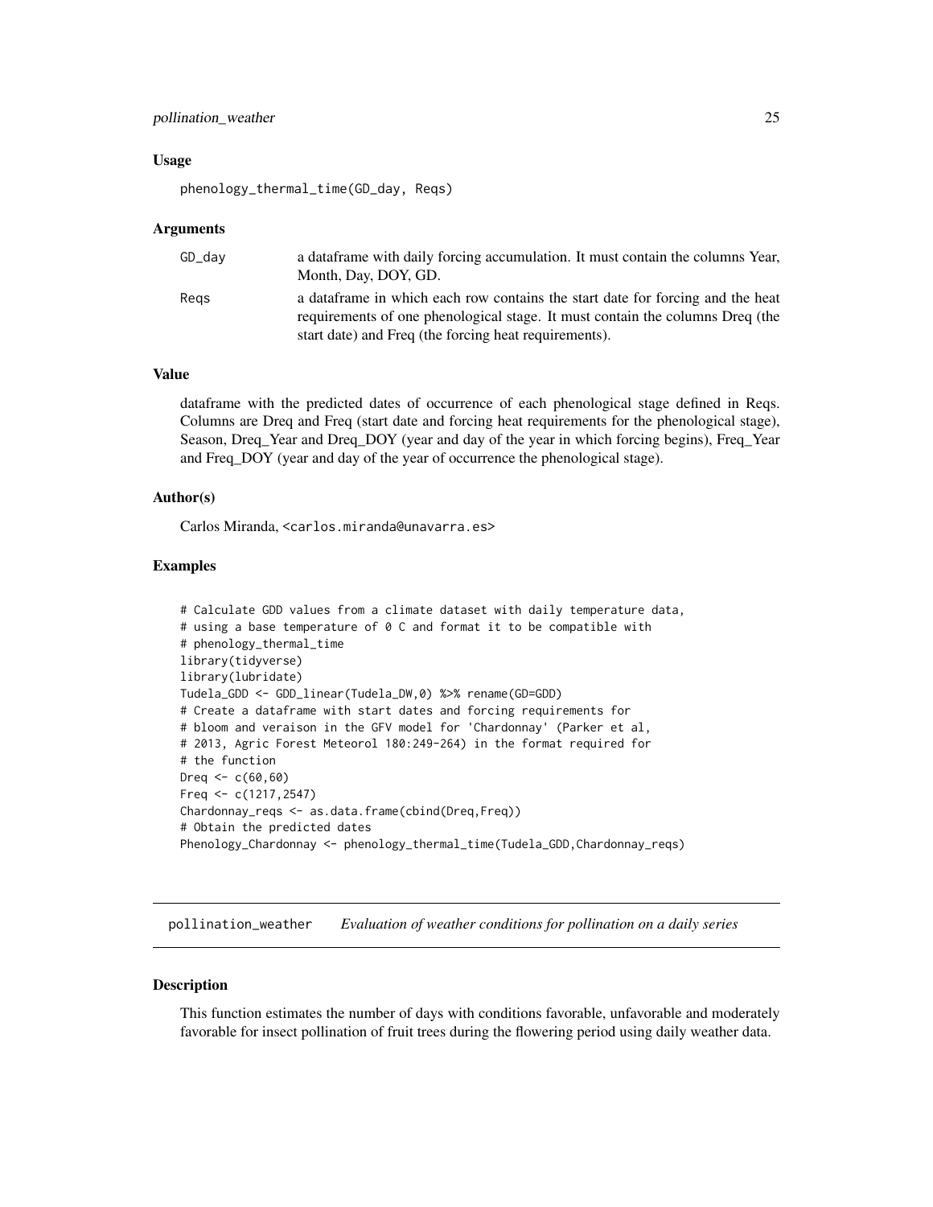### Usage

```
phenology_thermal_time(GD_day, Reqs)
```

### Arguments

| | |
|---|---|
| GD_day | a dataframe with daily forcing accumulation. It must contain the columns Year, Month, Day, DOY, GD. |
| Reqs | a dataframe in which each row contains the start date for forcing and the heat requirements of one phenological stage. It must contain the columns Dreq (the start date) and Freq (the forcing heat requirements). |

### Value

dataframe with the predicted dates of occurrence of each phenological stage defined in Reqs. Columns are Dreq and Freq (start date and forcing heat requirements for the phenological stage), Season, Dreq_Year and Dreq_DOY (year and day of the year in which forcing begins), Freq_Year and Freq_DOY (year and day of the year of occurrence the phenological stage).

### Author(s)

Carlos Miranda, <carlos.miranda@unavarra.es>

### Examples

```
# Calculate GDD values from a climate dataset with daily temperature data,
# using a base temperature of 0 C and format it to be compatible with
# phenology_thermal_time
library(tidyverse)
library(lubridate)
Tudela_GDD <- GDD_linear(Tudela_DW,0) %>% rename(GD=GDD)
# Create a dataframe with start dates and forcing requirements for
# bloom and veraison in the GFV model for 'Chardonnay' (Parker et al,
# 2013, Agric Forest Meteorol 180:249-264) in the format required for
# the function
Dreq <- c(60,60)
Freq <- c(1217,2547)
Chardonnay_reqs <- as.data.frame(cbind(Dreq,Freq))
# Obtain the predicted dates
Phenology_Chardonnay <- phenology_thermal_time(Tudela_GDD,Chardonnay_reqs)
```

---

## pollination_weather *Evaluation of weather conditions for pollination on a daily series*

### Description

This function estimates the number of days with conditions favorable, unfavorable and moderately favorable for insect pollination of fruit trees during the flowering period using daily weather data.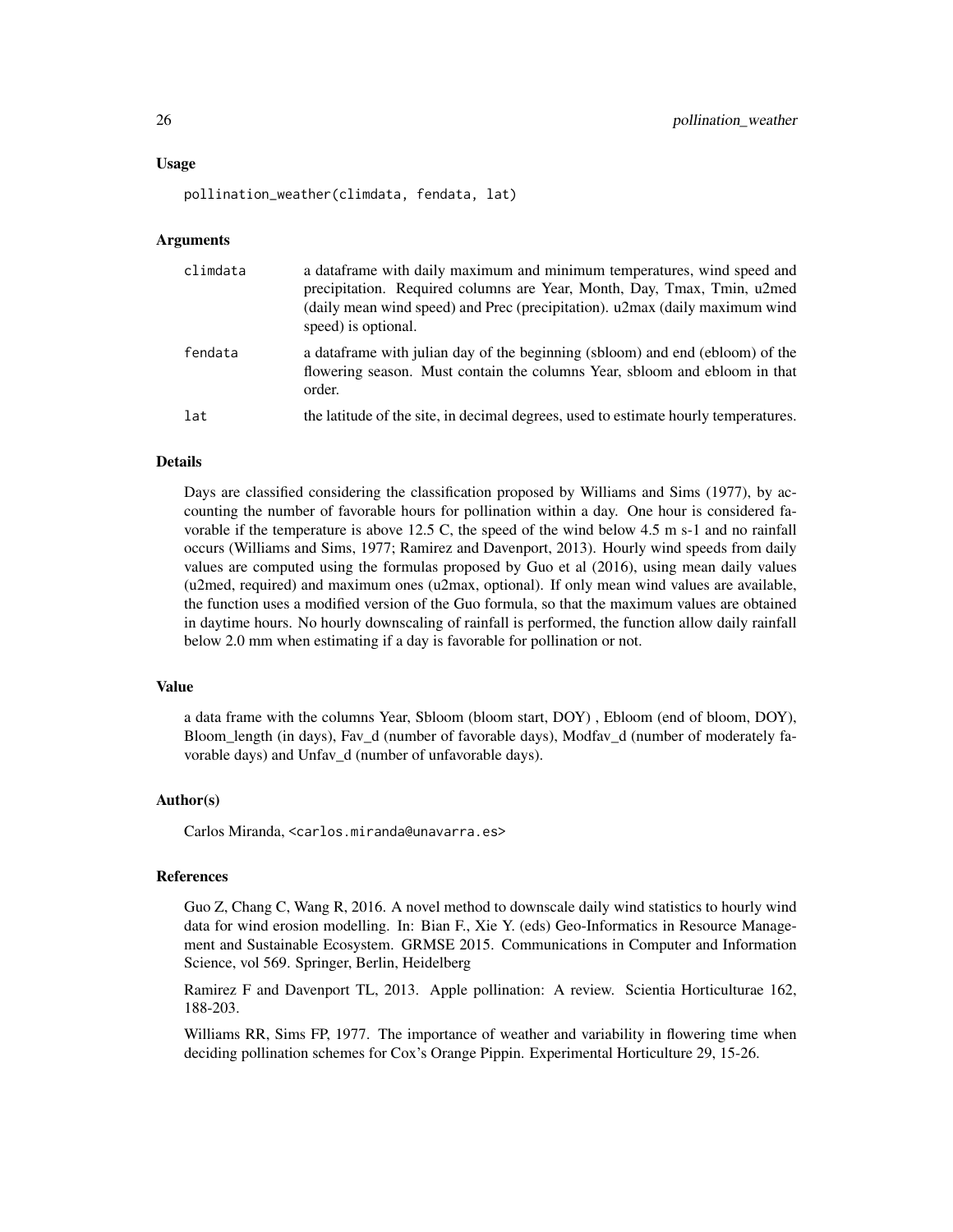### Usage

```
pollination_weather(climdata, fendata, lat)
```

### Arguments

| | |
|---|---|
| climdata | a dataframe with daily maximum and minimum temperatures, wind speed and precipitation. Required columns are Year, Month, Day, Tmax, Tmin, u2med (daily mean wind speed) and Prec (precipitation). u2max (daily maximum wind speed) is optional. |
| fendata | a dataframe with julian day of the beginning (sbloom) and end (ebloom) of the flowering season. Must contain the columns Year, sbloom and ebloom in that order. |
| lat | the latitude of the site, in decimal degrees, used to estimate hourly temperatures. |

### Details

Days are classified considering the classification proposed by Williams and Sims (1977), by accounting the number of favorable hours for pollination within a day. One hour is considered favorable if the temperature is above 12.5 C, the speed of the wind below 4.5 m s-1 and no rainfall occurs (Williams and Sims, 1977; Ramirez and Davenport, 2013). Hourly wind speeds from daily values are computed using the formulas proposed by Guo et al (2016), using mean daily values (u2med, required) and maximum ones (u2max, optional). If only mean wind values are available, the function uses a modified version of the Guo formula, so that the maximum values are obtained in daytime hours. No hourly downscaling of rainfall is performed, the function allow daily rainfall below 2.0 mm when estimating if a day is favorable for pollination or not.

### Value

a data frame with the columns Year, Sbloom (bloom start, DOY) , Ebloom (end of bloom, DOY), Bloom_length (in days), Fav_d (number of favorable days), Modfav_d (number of moderately favorable days) and Unfav_d (number of unfavorable days).

### Author(s)

Carlos Miranda, <carlos.miranda@unavarra.es>

### References

Guo Z, Chang C, Wang R, 2016. A novel method to downscale daily wind statistics to hourly wind data for wind erosion modelling. In: Bian F., Xie Y. (eds) Geo-Informatics in Resource Management and Sustainable Ecosystem. GRMSE 2015. Communications in Computer and Information Science, vol 569. Springer, Berlin, Heidelberg

Ramirez F and Davenport TL, 2013. Apple pollination: A review. Scientia Horticulturae 162, 188-203.

Williams RR, Sims FP, 1977. The importance of weather and variability in flowering time when deciding pollination schemes for Cox's Orange Pippin. Experimental Horticulture 29, 15-26.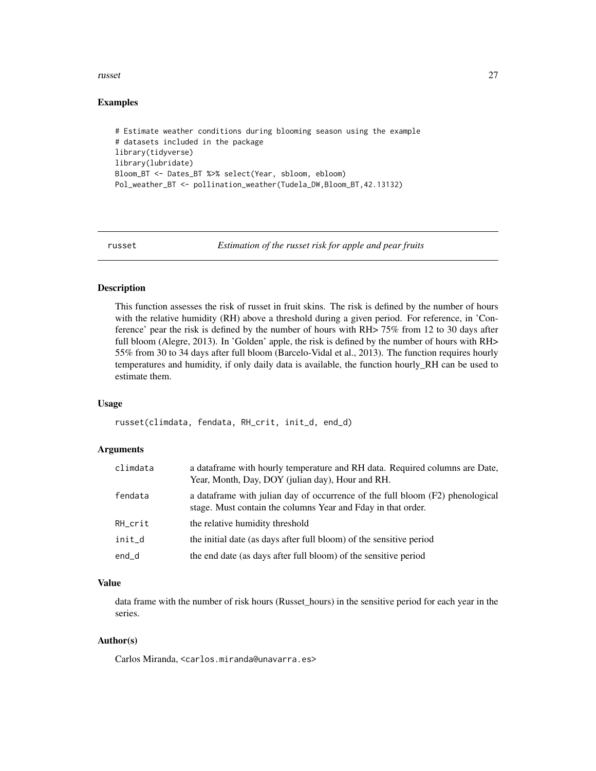## Examples

```
# Estimate weather conditions during blooming season using the example
# datasets included in the package
library(tidyverse)
library(lubridate)
Bloom_BT <- Dates_BT %>% select(Year, sbloom, ebloom)
Pol_weather_BT <- pollination_weather(Tudela_DW,Bloom_BT,42.13132)
```

---

# russet — *Estimation of the russet risk for apple and pear fruits*

---

## Description

This function assesses the risk of russet in fruit skins. The risk is defined by the number of hours with the relative humidity (RH) above a threshold during a given period. For reference, in 'Conference' pear the risk is defined by the number of hours with RH> 75% from 12 to 30 days after full bloom (Alegre, 2013). In 'Golden' apple, the risk is defined by the number of hours with RH> 55% from 30 to 34 days after full bloom (Barcelo-Vidal et al., 2013). The function requires hourly temperatures and humidity, if only daily data is available, the function hourly_RH can be used to estimate them.

## Usage

```
russet(climdata, fendata, RH_crit, init_d, end_d)
```

## Arguments

| | |
|---|---|
| climdata | a dataframe with hourly temperature and RH data. Required columns are Date, Year, Month, Day, DOY (julian day), Hour and RH. |
| fendata | a dataframe with julian day of occurrence of the full bloom (F2) phenological stage. Must contain the columns Year and Fday in that order. |
| RH_crit | the relative humidity threshold |
| init_d | the initial date (as days after full bloom) of the sensitive period |
| end_d | the end date (as days after full bloom) of the sensitive period |

## Value

data frame with the number of risk hours (Russet_hours) in the sensitive period for each year in the series.

## Author(s)

Carlos Miranda, <carlos.miranda@unavarra.es>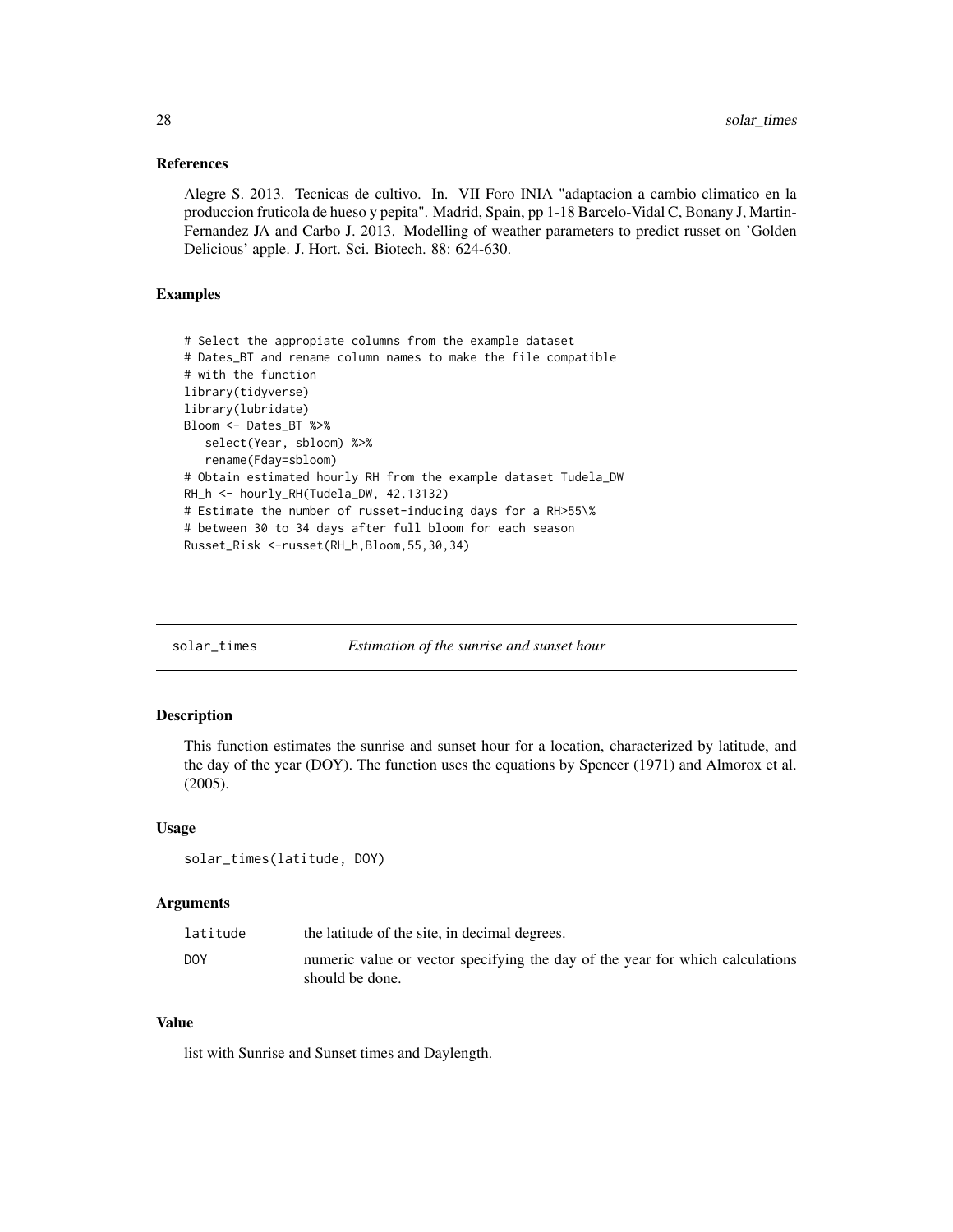### References

Alegre S. 2013. Tecnicas de cultivo. In. VII Foro INIA "adaptacion a cambio climatico en la produccion fruticola de hueso y pepita". Madrid, Spain, pp 1-18 Barcelo-Vidal C, Bonany J, Martin-Fernandez JA and Carbo J. 2013. Modelling of weather parameters to predict russet on 'Golden Delicious' apple. J. Hort. Sci. Biotech. 88: 624-630.

### Examples

```
# Select the appropiate columns from the example dataset
# Dates_BT and rename column names to make the file compatible
# with the function
library(tidyverse)
library(lubridate)
Bloom <- Dates_BT %>%
   select(Year, sbloom) %>%
   rename(Fday=sbloom)
# Obtain estimated hourly RH from the example dataset Tudela_DW
RH_h <- hourly_RH(Tudela_DW, 42.13132)
# Estimate the number of russet-inducing days for a RH>55\%
# between 30 to 34 days after full bloom for each season
Russet_Risk <-russet(RH_h,Bloom,55,30,34)
```

---

## solar_times *Estimation of the sunrise and sunset hour*

### Description

This function estimates the sunrise and sunset hour for a location, characterized by latitude, and the day of the year (DOY). The function uses the equations by Spencer (1971) and Almorox et al. (2005).

### Usage

```
solar_times(latitude, DOY)
```

### Arguments

| | |
|---|---|
| latitude | the latitude of the site, in decimal degrees. |
| DOY | numeric value or vector specifying the day of the year for which calculations should be done. |

### Value

list with Sunrise and Sunset times and Daylength.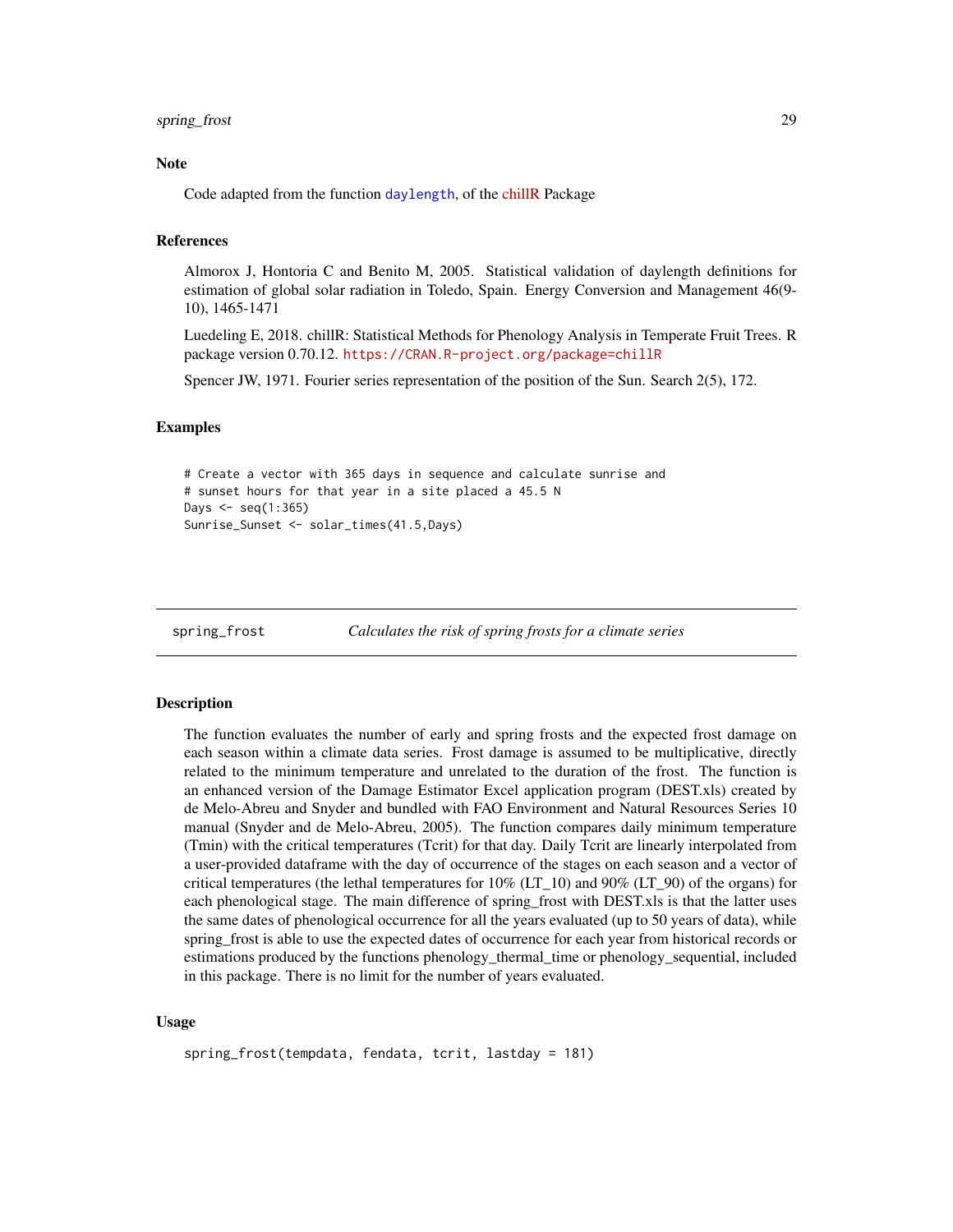## Note

Code adapted from the function `daylength`, of the chillR Package

## References

Almorox J, Hontoria C and Benito M, 2005. Statistical validation of daylength definitions for estimation of global solar radiation in Toledo, Spain. Energy Conversion and Management 46(9-10), 1465-1471

Luedeling E, 2018. chillR: Statistical Methods for Phenology Analysis in Temperate Fruit Trees. R package version 0.70.12. https://CRAN.R-project.org/package=chillR

Spencer JW, 1971. Fourier series representation of the position of the Sun. Search 2(5), 172.

## Examples

```
# Create a vector with 365 days in sequence and calculate sunrise and
# sunset hours for that year in a site placed a 45.5 N
Days <- seq(1:365)
Sunrise_Sunset <- solar_times(41.5,Days)
```

---

# spring_frost — *Calculates the risk of spring frosts for a climate series*

## Description

The function evaluates the number of early and spring frosts and the expected frost damage on each season within a climate data series. Frost damage is assumed to be multiplicative, directly related to the minimum temperature and unrelated to the duration of the frost. The function is an enhanced version of the Damage Estimator Excel application program (DEST.xls) created by de Melo-Abreu and Snyder and bundled with FAO Environment and Natural Resources Series 10 manual (Snyder and de Melo-Abreu, 2005). The function compares daily minimum temperature (Tmin) with the critical temperatures (Tcrit) for that day. Daily Tcrit are linearly interpolated from a user-provided dataframe with the day of occurrence of the stages on each season and a vector of critical temperatures (the lethal temperatures for 10% (LT_10) and 90% (LT_90) of the organs) for each phenological stage. The main difference of spring_frost with DEST.xls is that the latter uses the same dates of phenological occurrence for all the years evaluated (up to 50 years of data), while spring_frost is able to use the expected dates of occurrence for each year from historical records or estimations produced by the functions phenology_thermal_time or phenology_sequential, included in this package. There is no limit for the number of years evaluated.

## Usage

```
spring_frost(tempdata, fendata, tcrit, lastday = 181)
```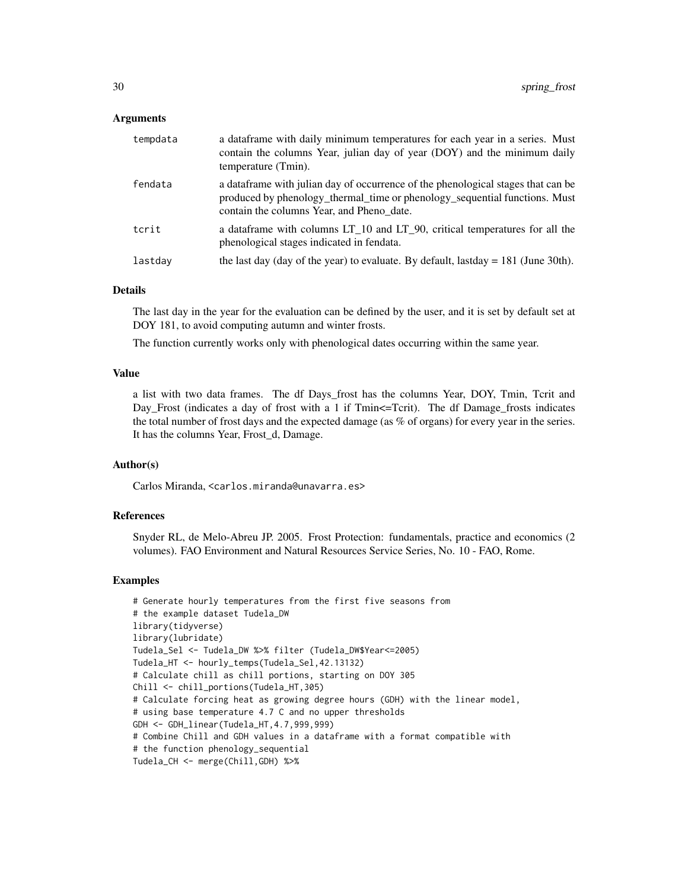### Arguments

- **tempdata**: a dataframe with daily minimum temperatures for each year in a series. Must contain the columns Year, julian day of year (DOY) and the minimum daily temperature (Tmin).
- **fendata**: a dataframe with julian day of occurrence of the phenological stages that can be produced by phenology_thermal_time or phenology_sequential functions. Must contain the columns Year, and Pheno_date.
- **tcrit**: a dataframe with columns LT_10 and LT_90, critical temperatures for all the phenological stages indicated in fendata.
- **lastday**: the last day (day of the year) to evaluate. By default, lastday = 181 (June 30th).

### Details

The last day in the year for the evaluation can be defined by the user, and it is set by default set at DOY 181, to avoid computing autumn and winter frosts.

The function currently works only with phenological dates occurring within the same year.

### Value

a list with two data frames. The df Days_frost has the columns Year, DOY, Tmin, Tcrit and Day_Frost (indicates a day of frost with a 1 if Tmin<=Tcrit). The df Damage_frosts indicates the total number of frost days and the expected damage (as % of organs) for every year in the series. It has the columns Year, Frost_d, Damage.

### Author(s)

Carlos Miranda, <carlos.miranda@unavarra.es>

### References

Snyder RL, de Melo-Abreu JP. 2005. Frost Protection: fundamentals, practice and economics (2 volumes). FAO Environment and Natural Resources Service Series, No. 10 - FAO, Rome.

### Examples

```
# Generate hourly temperatures from the first five seasons from
# the example dataset Tudela_DW
library(tidyverse)
library(lubridate)
Tudela_Sel <- Tudela_DW %>% filter (Tudela_DW$Year<=2005)
Tudela_HT <- hourly_temps(Tudela_Sel,42.13132)
# Calculate chill as chill portions, starting on DOY 305
Chill <- chill_portions(Tudela_HT,305)
# Calculate forcing heat as growing degree hours (GDH) with the linear model,
# using base temperature 4.7 C and no upper thresholds
GDH <- GDH_linear(Tudela_HT,4.7,999,999)
# Combine Chill and GDH values in a dataframe with a format compatible with
# the function phenology_sequential
Tudela_CH <- merge(Chill,GDH) %>%
```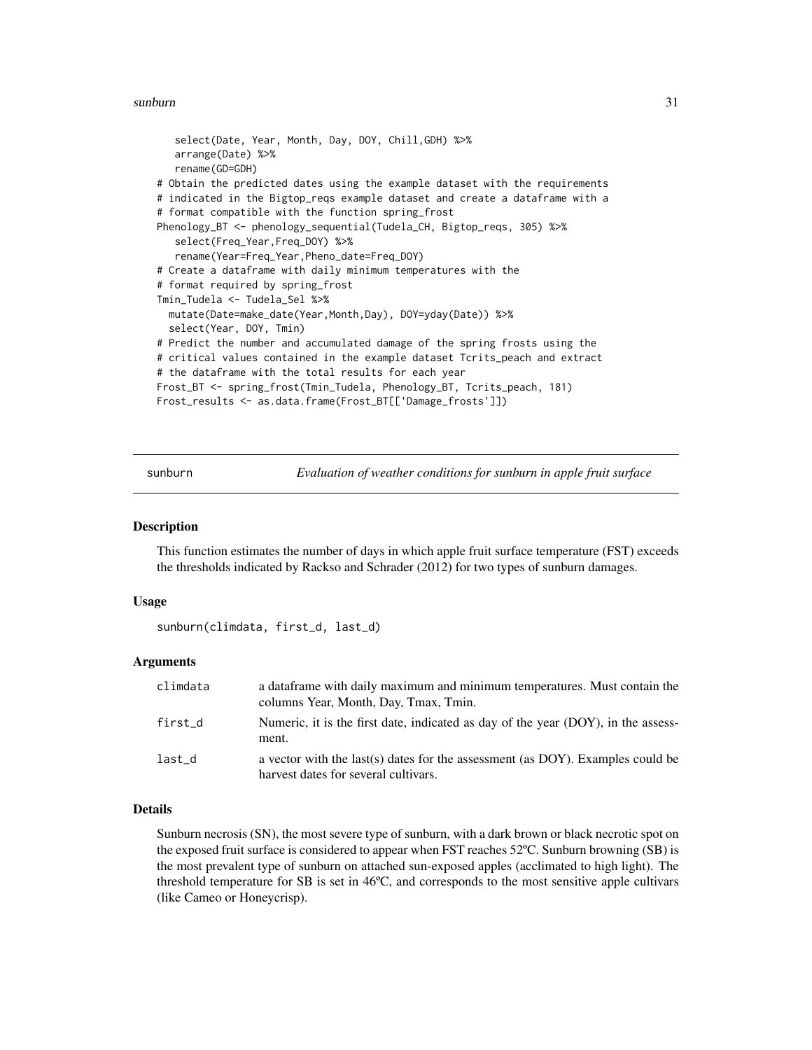```
    select(Date, Year, Month, Day, DOY, Chill,GDH) %>%
    arrange(Date) %>%
    rename(GD=GDH)
# Obtain the predicted dates using the example dataset with the requirements
# indicated in the Bigtop_reqs example dataset and create a dataframe with a
# format compatible with the function spring_frost
Phenology_BT <- phenology_sequential(Tudela_CH, Bigtop_reqs, 305) %>%
    select(Freq_Year,Freq_DOY) %>%
    rename(Year=Freq_Year,Pheno_date=Freq_DOY)
# Create a dataframe with daily minimum temperatures with the
# format required by spring_frost
Tmin_Tudela <- Tudela_Sel %>%
  mutate(Date=make_date(Year,Month,Day), DOY=yday(Date)) %>%
  select(Year, DOY, Tmin)
# Predict the number and accumulated damage of the spring frosts using the
# critical values contained in the example dataset Tcrits_peach and extract
# the dataframe with the total results for each year
Frost_BT <- spring_frost(Tmin_Tudela, Phenology_BT, Tcrits_peach, 181)
Frost_results <- as.data.frame(Frost_BT[['Damage_frosts']])
```

---

## sunburn — *Evaluation of weather conditions for sunburn in apple fruit surface*

### Description

This function estimates the number of days in which apple fruit surface temperature (FST) exceeds the thresholds indicated by Rackso and Schrader (2012) for two types of sunburn damages.

### Usage

```
sunburn(climdata, first_d, last_d)
```

### Arguments

| | |
|---|---|
| climdata | a dataframe with daily maximum and minimum temperatures. Must contain the columns Year, Month, Day, Tmax, Tmin. |
| first_d | Numeric, it is the first date, indicated as day of the year (DOY), in the assessment. |
| last_d | a vector with the last(s) dates for the assessment (as DOY). Examples could be harvest dates for several cultivars. |

### Details

Sunburn necrosis (SN), the most severe type of sunburn, with a dark brown or black necrotic spot on the exposed fruit surface is considered to appear when FST reaches 52ºC. Sunburn browning (SB) is the most prevalent type of sunburn on attached sun-exposed apples (acclimated to high light). The threshold temperature for SB is set in 46ºC, and corresponds to the most sensitive apple cultivars (like Cameo or Honeycrisp).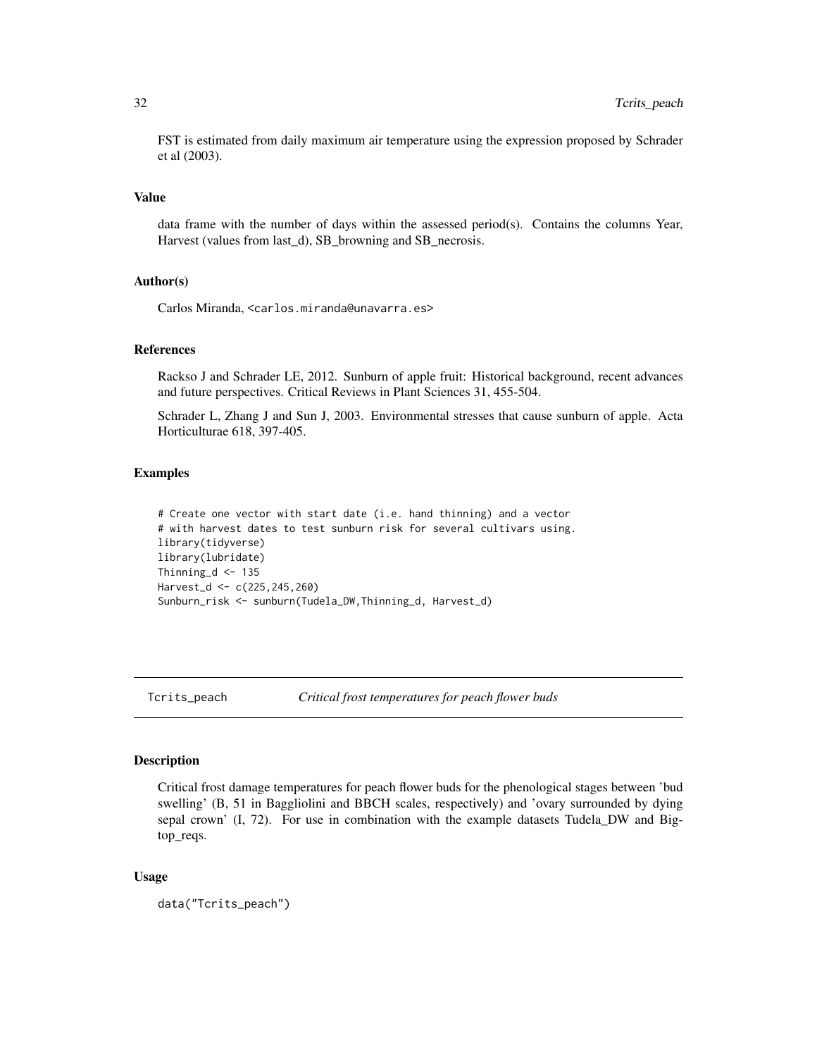FST is estimated from daily maximum air temperature using the expression proposed by Schrader et al (2003).

### Value

data frame with the number of days within the assessed period(s). Contains the columns Year, Harvest (values from last_d), SB_browning and SB_necrosis.

### Author(s)

Carlos Miranda, <carlos.miranda@unavarra.es>

### References

Rackso J and Schrader LE, 2012. Sunburn of apple fruit: Historical background, recent advances and future perspectives. Critical Reviews in Plant Sciences 31, 455-504.

Schrader L, Zhang J and Sun J, 2003. Environmental stresses that cause sunburn of apple. Acta Horticulturae 618, 397-405.

### Examples

```
# Create one vector with start date (i.e. hand thinning) and a vector
# with harvest dates to test sunburn risk for several cultivars using.
library(tidyverse)
library(lubridate)
Thinning_d <- 135
Harvest_d <- c(225,245,260)
Sunburn_risk <- sunburn(Tudela_DW,Thinning_d, Harvest_d)
```

---

## Tcrits_peach    *Critical frost temperatures for peach flower buds*

### Description

Critical frost damage temperatures for peach flower buds for the phenological stages between 'bud swelling' (B, 51 in Baggliolini and BBCH scales, respectively) and 'ovary surrounded by dying sepal crown' (I, 72). For use in combination with the example datasets Tudela_DW and Bigtop_reqs.

### Usage

```
data("Tcrits_peach")
```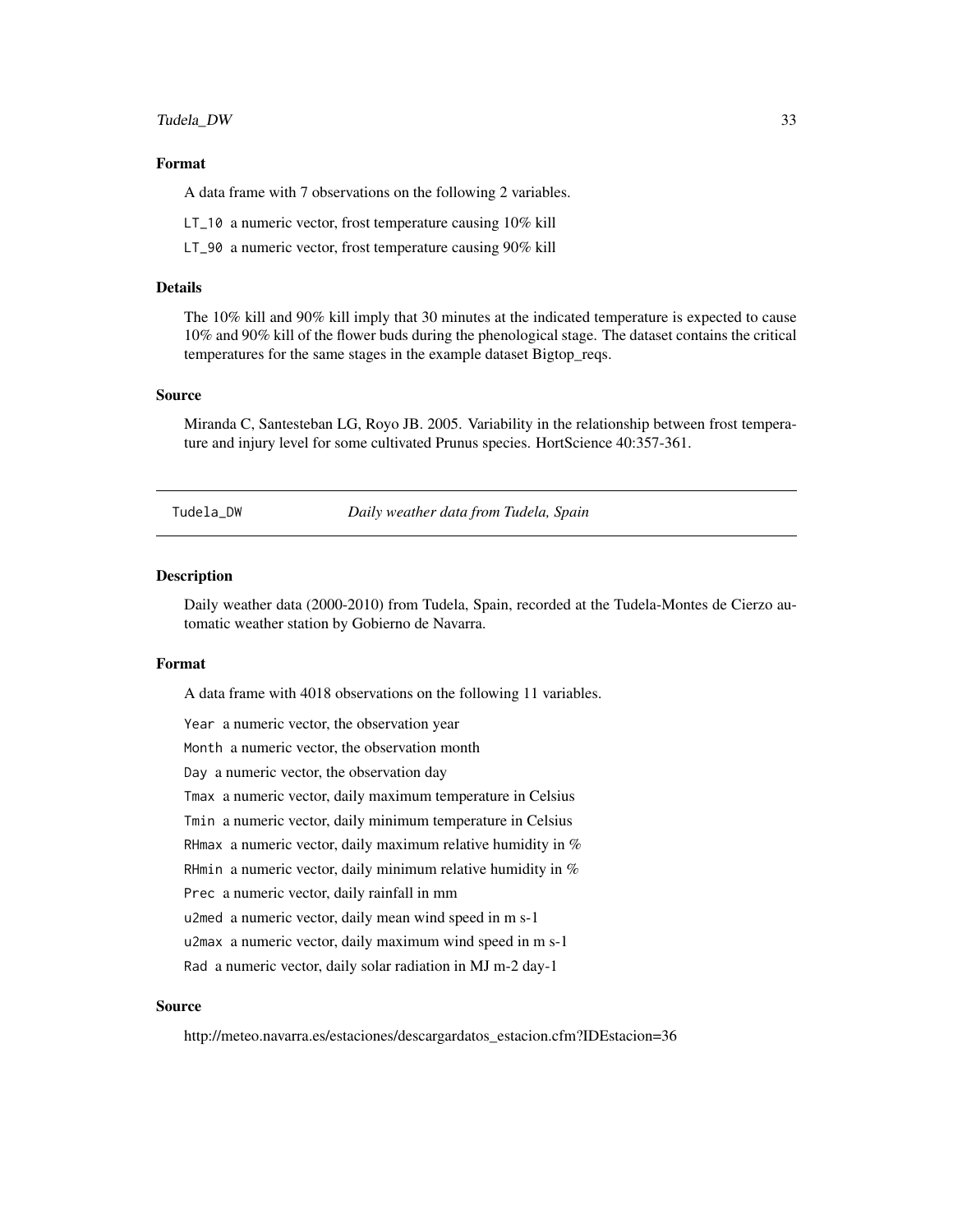### Format

A data frame with 7 observations on the following 2 variables.

LT_10 a numeric vector, frost temperature causing 10% kill

LT_90 a numeric vector, frost temperature causing 90% kill

### Details

The 10% kill and 90% kill imply that 30 minutes at the indicated temperature is expected to cause 10% and 90% kill of the flower buds during the phenological stage. The dataset contains the critical temperatures for the same stages in the example dataset Bigtop_reqs.

### Source

Miranda C, Santesteban LG, Royo JB. 2005. Variability in the relationship between frost temperature and injury level for some cultivated Prunus species. HortScience 40:357-361.

---

## Tudela_DW *Daily weather data from Tudela, Spain*

---

### Description

Daily weather data (2000-2010) from Tudela, Spain, recorded at the Tudela-Montes de Cierzo automatic weather station by Gobierno de Navarra.

### Format

A data frame with 4018 observations on the following 11 variables.

Year a numeric vector, the observation year

Month a numeric vector, the observation month

Day a numeric vector, the observation day

Tmax a numeric vector, daily maximum temperature in Celsius

Tmin a numeric vector, daily minimum temperature in Celsius

RHmax a numeric vector, daily maximum relative humidity in %

RHmin a numeric vector, daily minimum relative humidity in %

Prec a numeric vector, daily rainfall in mm

u2med a numeric vector, daily mean wind speed in m s-1

u2max a numeric vector, daily maximum wind speed in m s-1

Rad a numeric vector, daily solar radiation in MJ m-2 day-1

### Source

http://meteo.navarra.es/estaciones/descargardatos_estacion.cfm?IDEstacion=36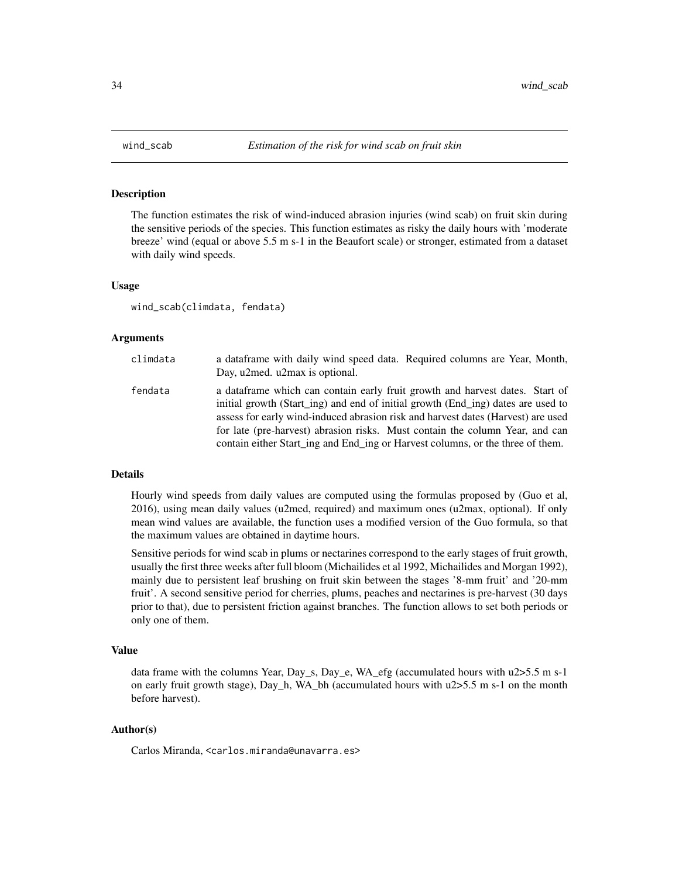# wind_scab *Estimation of the risk for wind scab on fruit skin*

## Description

The function estimates the risk of wind-induced abrasion injuries (wind scab) on fruit skin during the sensitive periods of the species. This function estimates as risky the daily hours with 'moderate breeze' wind (equal or above 5.5 m s-1 in the Beaufort scale) or stronger, estimated from a dataset with daily wind speeds.

## Usage

```
wind_scab(climdata, fendata)
```

## Arguments

| | |
|---|---|
| climdata | a dataframe with daily wind speed data. Required columns are Year, Month, Day, u2med. u2max is optional. |
| fendata | a dataframe which can contain early fruit growth and harvest dates. Start of initial growth (Start_ing) and end of initial growth (End_ing) dates are used to assess for early wind-induced abrasion risk and harvest dates (Harvest) are used for late (pre-harvest) abrasion risks. Must contain the column Year, and can contain either Start_ing and End_ing or Harvest columns, or the three of them. |

## Details

Hourly wind speeds from daily values are computed using the formulas proposed by (Guo et al, 2016), using mean daily values (u2med, required) and maximum ones (u2max, optional). If only mean wind values are available, the function uses a modified version of the Guo formula, so that the maximum values are obtained in daytime hours.

Sensitive periods for wind scab in plums or nectarines correspond to the early stages of fruit growth, usually the first three weeks after full bloom (Michailides et al 1992, Michailides and Morgan 1992), mainly due to persistent leaf brushing on fruit skin between the stages '8-mm fruit' and '20-mm fruit'. A second sensitive period for cherries, plums, peaches and nectarines is pre-harvest (30 days prior to that), due to persistent friction against branches. The function allows to set both periods or only one of them.

## Value

data frame with the columns Year, Day_s, Day_e, WA_efg (accumulated hours with u2>5.5 m s-1 on early fruit growth stage), Day_h, WA_bh (accumulated hours with u2>5.5 m s-1 on the month before harvest).

## Author(s)

Carlos Miranda, <carlos.miranda@unavarra.es>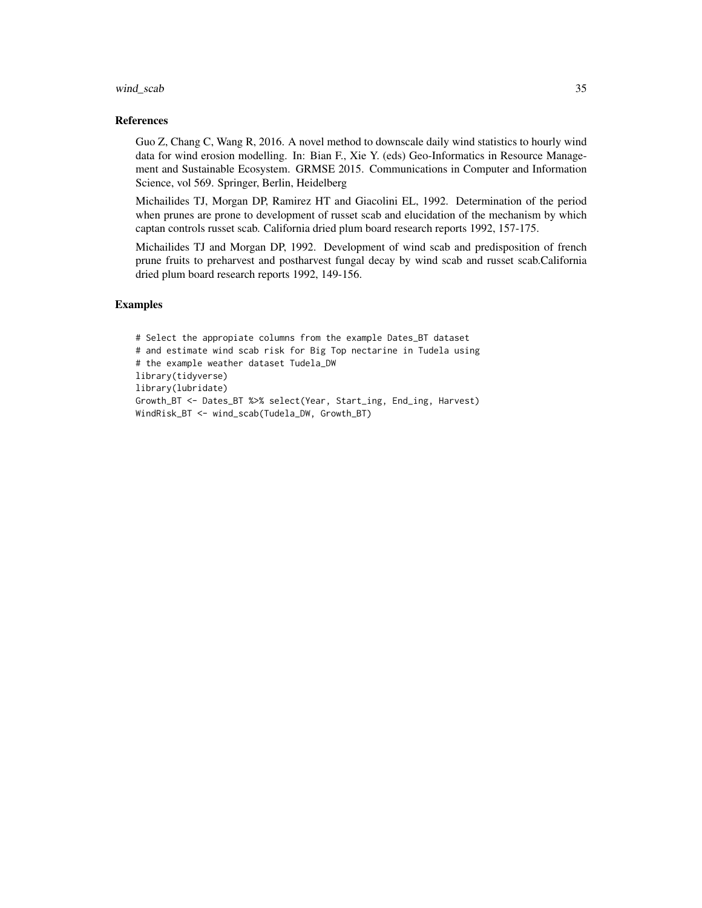## References

Guo Z, Chang C, Wang R, 2016. A novel method to downscale daily wind statistics to hourly wind data for wind erosion modelling. In: Bian F., Xie Y. (eds) Geo-Informatics in Resource Management and Sustainable Ecosystem. GRMSE 2015. Communications in Computer and Information Science, vol 569. Springer, Berlin, Heidelberg

Michailides TJ, Morgan DP, Ramirez HT and Giacolini EL, 1992. Determination of the period when prunes are prone to development of russet scab and elucidation of the mechanism by which captan controls russet scab. California dried plum board research reports 1992, 157-175.

Michailides TJ and Morgan DP, 1992. Development of wind scab and predisposition of french prune fruits to preharvest and postharvest fungal decay by wind scab and russet scab.California dried plum board research reports 1992, 149-156.

## Examples

```
# Select the appropiate columns from the example Dates_BT dataset
# and estimate wind scab risk for Big Top nectarine in Tudela using
# the example weather dataset Tudela_DW
library(tidyverse)
library(lubridate)
Growth_BT <- Dates_BT %>% select(Year, Start_ing, End_ing, Harvest)
WindRisk_BT <- wind_scab(Tudela_DW, Growth_BT)
```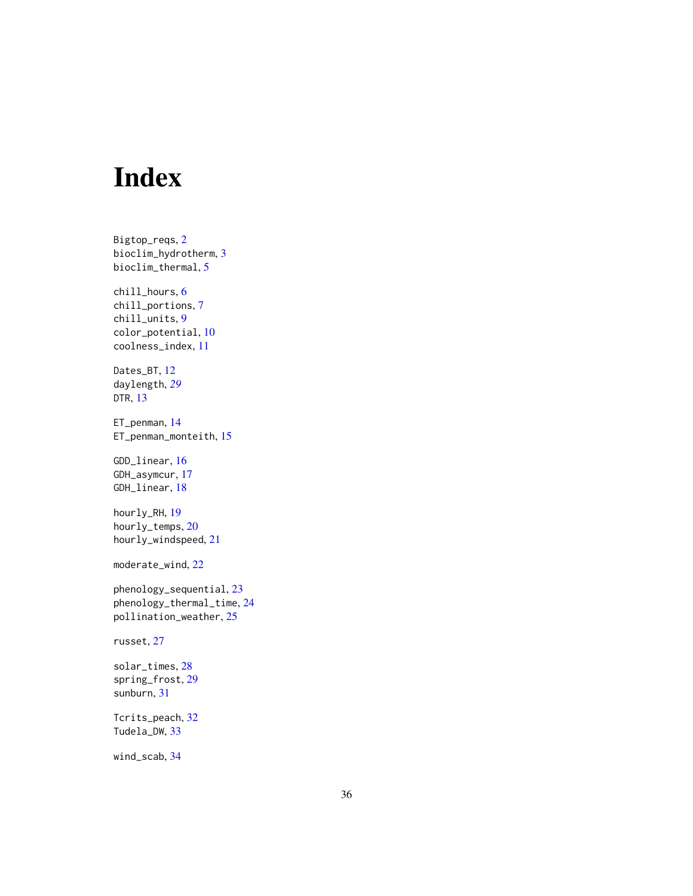# Index

Bigtop_reqs, 2
bioclim_hydrotherm, 3
bioclim_thermal, 5

chill_hours, 6
chill_portions, 7
chill_units, 9
color_potential, 10
coolness_index, 11

Dates_BT, 12
daylength, *29*
DTR, 13

ET_penman, 14
ET_penman_monteith, 15

GDD_linear, 16
GDH_asymcur, 17
GDH_linear, 18

hourly_RH, 19
hourly_temps, 20
hourly_windspeed, 21

moderate_wind, 22

phenology_sequential, 23
phenology_thermal_time, 24
pollination_weather, 25

russet, 27

solar_times, 28
spring_frost, 29
sunburn, 31

Tcrits_peach, 32
Tudela_DW, 33

wind_scab, 34